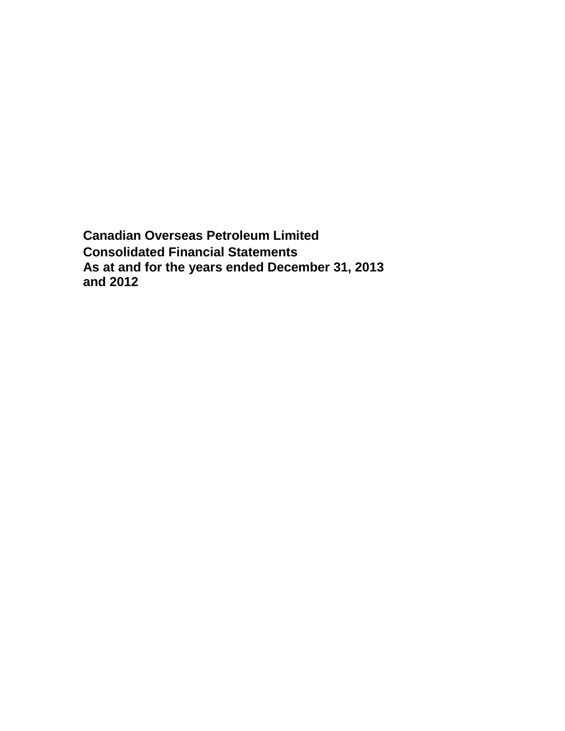# Canadian Overseas Petroleum Limited

**Consolidated Financial Statements**

**As at and for the years ended December 31, 2013 and 2012**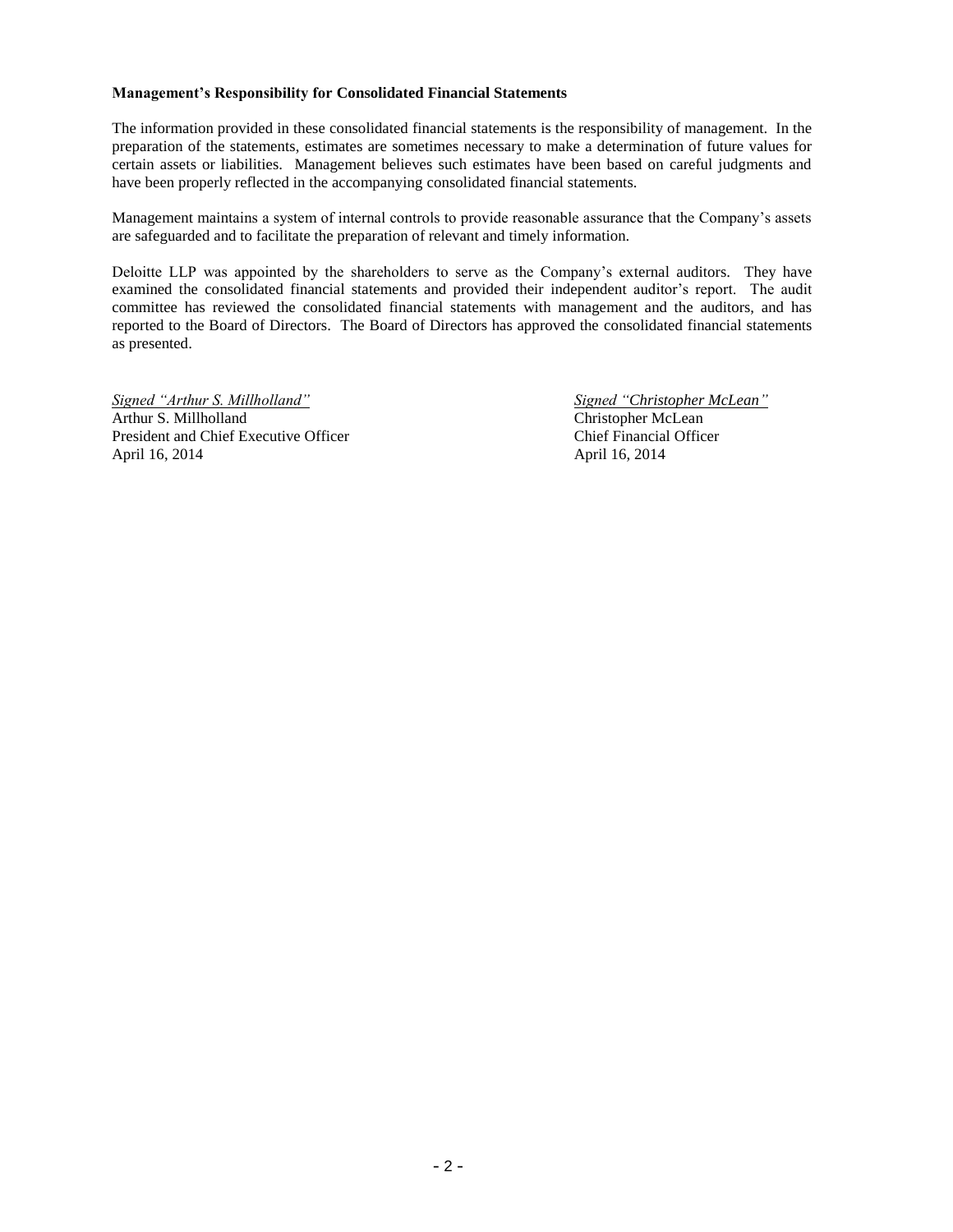**Management's Responsibility for Consolidated Financial Statements**

The information provided in these consolidated financial statements is the responsibility of management. In the preparation of the statements, estimates are sometimes necessary to make a determination of future values for certain assets or liabilities. Management believes such estimates have been based on careful judgments and have been properly reflected in the accompanying consolidated financial statements.

Management maintains a system of internal controls to provide reasonable assurance that the Company's assets are safeguarded and to facilitate the preparation of relevant and timely information.

Deloitte LLP was appointed by the shareholders to serve as the Company's external auditors. They have examined the consolidated financial statements and provided their independent auditor's report. The audit committee has reviewed the consolidated financial statements with management and the auditors, and has reported to the Board of Directors. The Board of Directors has approved the consolidated financial statements as presented.

*Signed "Arthur S. Millholland"*
Arthur S. Millholland
President and Chief Executive Officer
April 16, 2014

*Signed "Christopher McLean"*
Christopher McLean
Chief Financial Officer
April 16, 2014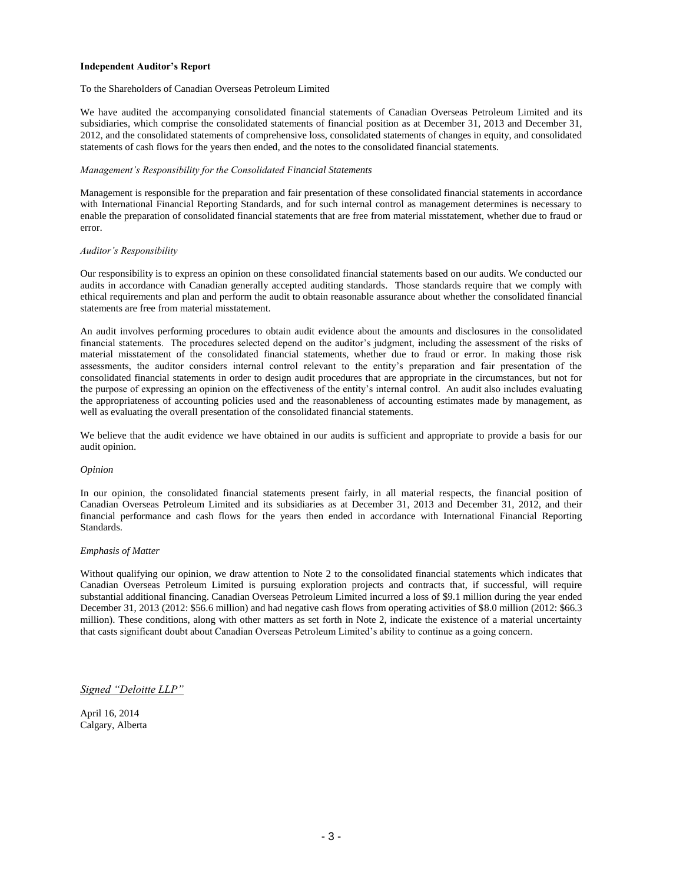**Independent Auditor's Report**

To the Shareholders of Canadian Overseas Petroleum Limited

We have audited the accompanying consolidated financial statements of Canadian Overseas Petroleum Limited and its subsidiaries, which comprise the consolidated statements of financial position as at December 31, 2013 and December 31, 2012, and the consolidated statements of comprehensive loss, consolidated statements of changes in equity, and consolidated statements of cash flows for the years then ended, and the notes to the consolidated financial statements.

*Management's Responsibility for the Consolidated Financial Statements*

Management is responsible for the preparation and fair presentation of these consolidated financial statements in accordance with International Financial Reporting Standards, and for such internal control as management determines is necessary to enable the preparation of consolidated financial statements that are free from material misstatement, whether due to fraud or error.

*Auditor's Responsibility*

Our responsibility is to express an opinion on these consolidated financial statements based on our audits. We conducted our audits in accordance with Canadian generally accepted auditing standards. Those standards require that we comply with ethical requirements and plan and perform the audit to obtain reasonable assurance about whether the consolidated financial statements are free from material misstatement.

An audit involves performing procedures to obtain audit evidence about the amounts and disclosures in the consolidated financial statements. The procedures selected depend on the auditor's judgment, including the assessment of the risks of material misstatement of the consolidated financial statements, whether due to fraud or error. In making those risk assessments, the auditor considers internal control relevant to the entity's preparation and fair presentation of the consolidated financial statements in order to design audit procedures that are appropriate in the circumstances, but not for the purpose of expressing an opinion on the effectiveness of the entity's internal control. An audit also includes evaluating the appropriateness of accounting policies used and the reasonableness of accounting estimates made by management, as well as evaluating the overall presentation of the consolidated financial statements.

We believe that the audit evidence we have obtained in our audits is sufficient and appropriate to provide a basis for our audit opinion.

*Opinion*

In our opinion, the consolidated financial statements present fairly, in all material respects, the financial position of Canadian Overseas Petroleum Limited and its subsidiaries as at December 31, 2013 and December 31, 2012, and their financial performance and cash flows for the years then ended in accordance with International Financial Reporting Standards.

*Emphasis of Matter*

Without qualifying our opinion, we draw attention to Note 2 to the consolidated financial statements which indicates that Canadian Overseas Petroleum Limited is pursuing exploration projects and contracts that, if successful, will require substantial additional financing. Canadian Overseas Petroleum Limited incurred a loss of $9.1 million during the year ended December 31, 2013 (2012: $56.6 million) and had negative cash flows from operating activities of $8.0 million (2012: $66.3 million). These conditions, along with other matters as set forth in Note 2, indicate the existence of a material uncertainty that casts significant doubt about Canadian Overseas Petroleum Limited's ability to continue as a going concern.

*Signed "Deloitte LLP"*

April 16, 2014
Calgary, Alberta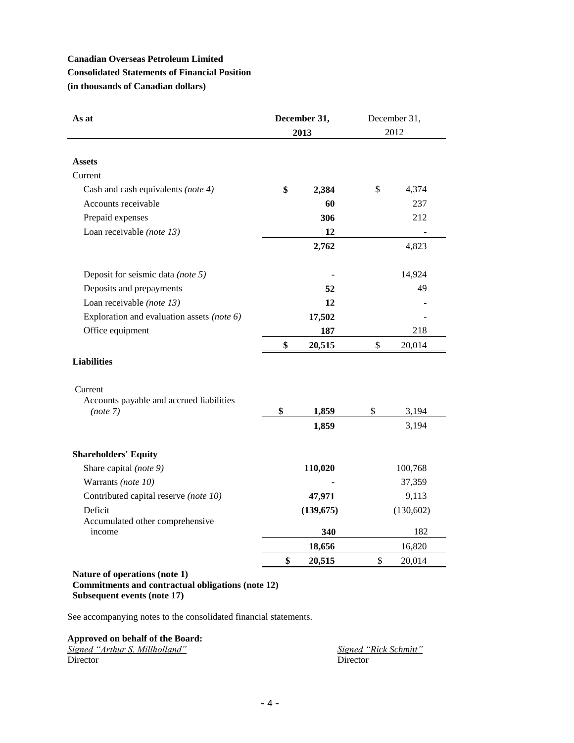**Canadian Overseas Petroleum Limited**
**Consolidated Statements of Financial Position**
**(in thousands of Canadian dollars)**

| As at | December 31, 2013 | December 31, 2012 |
|---|---|---|
| **Assets** | | |
| Current | | |
| Cash and cash equivalents *(note 4)* | **$ 2,384** | $ 4,374 |
| Accounts receivable | **60** | 237 |
| Prepaid expenses | **306** | 212 |
| Loan receivable *(note 13)* | **12** | - |
| | **2,762** | 4,823 |
| Deposit for seismic data *(note 5)* | **-** | 14,924 |
| Deposits and prepayments | **52** | 49 |
| Loan receivable *(note 13)* | **12** | - |
| Exploration and evaluation assets *(note 6)* | **17,502** | - |
| Office equipment | **187** | 218 |
| | **$ 20,515** | $ 20,014 |
| **Liabilities** | | |
| Current | | |
| Accounts payable and accrued liabilities *(note 7)* | **$ 1,859** | $ 3,194 |
| | **1,859** | 3,194 |
| **Shareholders' Equity** | | |
| Share capital *(note 9)* | **110,020** | 100,768 |
| Warrants *(note 10)* | **-** | 37,359 |
| Contributed capital reserve *(note 10)* | **47,971** | 9,113 |
| Deficit | **(139,675)** | (130,602) |
| Accumulated other comprehensive income | **340** | 182 |
| | **18,656** | 16,820 |
| | **$ 20,515** | $ 20,014 |

**Nature of operations (note 1)**
**Commitments and contractual obligations (note 12)**
**Subsequent events (note 17)**

See accompanying notes to the consolidated financial statements.

**Approved on behalf of the Board:**

*Signed "Arthur S. Millholland"*
Director

*Signed "Rick Schmitt"*
Director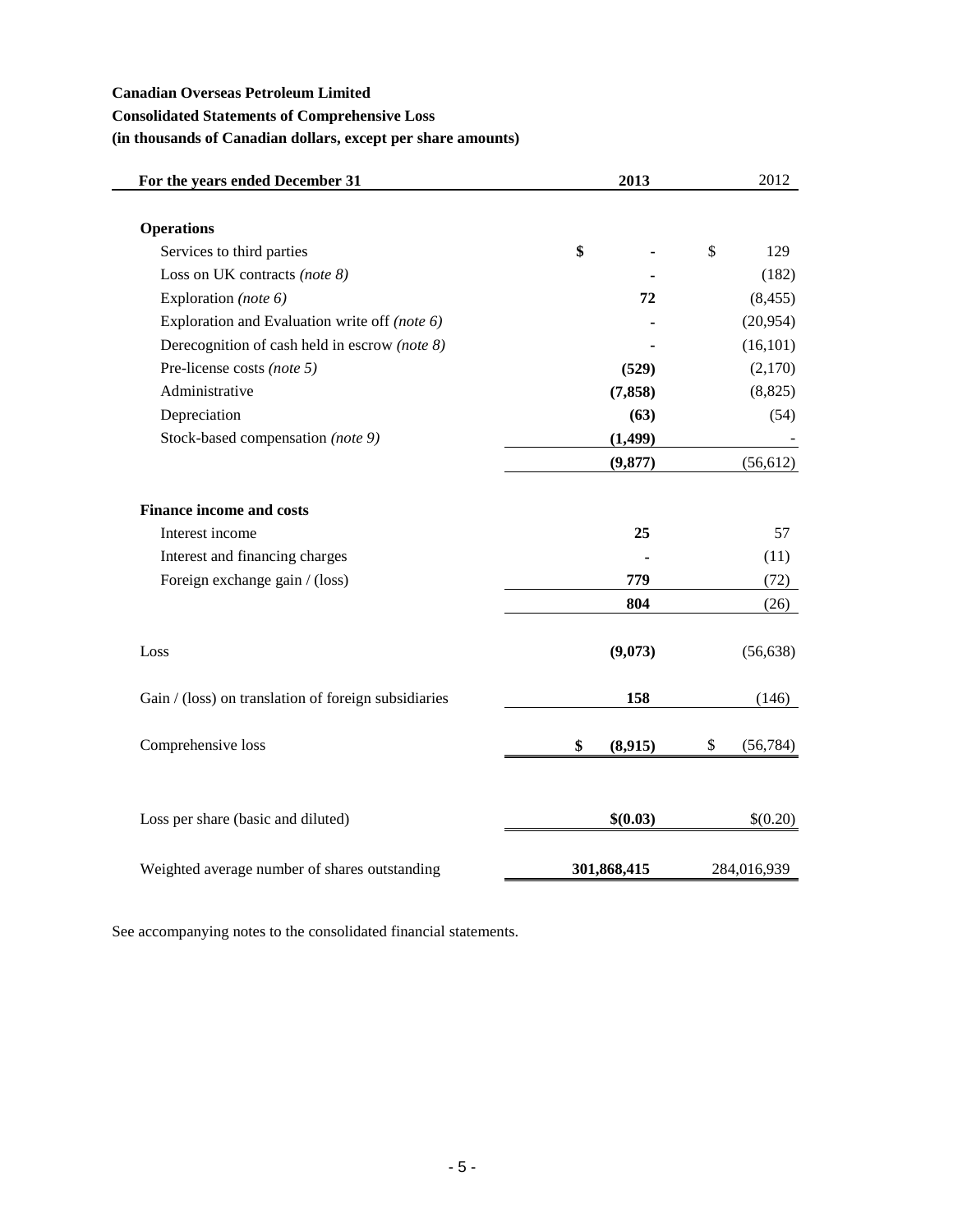**Canadian Overseas Petroleum Limited**

**Consolidated Statements of Comprehensive Loss**

**(in thousands of Canadian dollars, except per share amounts)**

| For the years ended December 31 | 2013 | 2012 |
|---|---|---|
| **Operations** | | |
| Services to third parties | $ - | $ 129 |
| Loss on UK contracts *(note 8)* | - | (182) |
| Exploration *(note 6)* | 72 | (8,455) |
| Exploration and Evaluation write off *(note 6)* | - | (20,954) |
| Derecognition of cash held in escrow *(note 8)* | - | (16,101) |
| Pre-license costs *(note 5)* | (529) | (2,170) |
| Administrative | (7,858) | (8,825) |
| Depreciation | (63) | (54) |
| Stock-based compensation *(note 9)* | (1,499) | - |
| | (9,877) | (56,612) |
| **Finance income and costs** | | |
| Interest income | 25 | 57 |
| Interest and financing charges | - | (11) |
| Foreign exchange gain / (loss) | 779 | (72) |
| | 804 | (26) |
| Loss | (9,073) | (56,638) |
| Gain / (loss) on translation of foreign subsidiaries | 158 | (146) |
| Comprehensive loss | $ (8,915) | $ (56,784) |
| Loss per share (basic and diluted) | $(0.03) | $(0.20) |
| Weighted average number of shares outstanding | 301,868,415 | 284,016,939 |

See accompanying notes to the consolidated financial statements.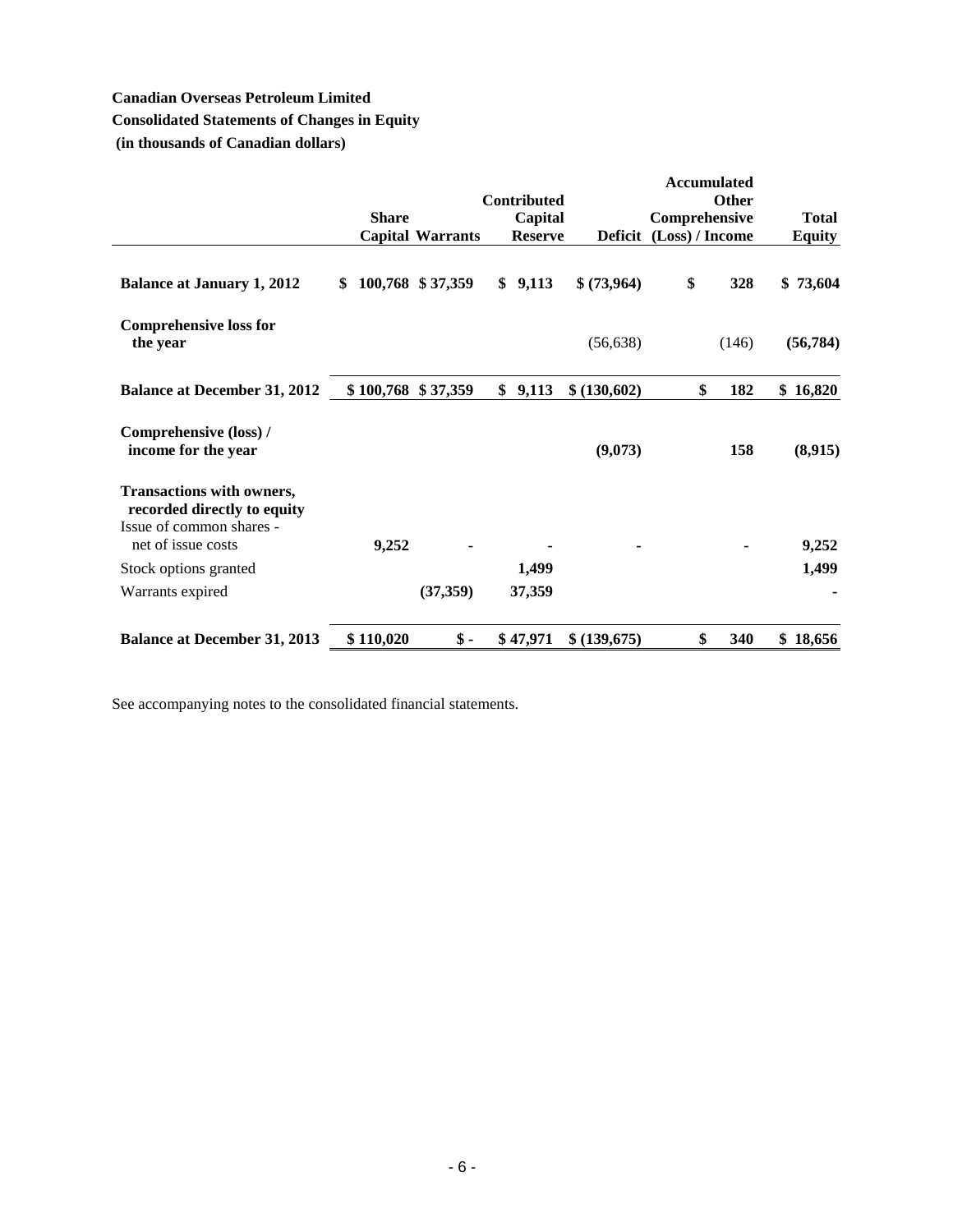**Canadian Overseas Petroleum Limited**

**Consolidated Statements of Changes in Equity**

**(in thousands of Canadian dollars)**

| | Share Capital | Warrants | Contributed Capital Reserve | Deficit | Accumulated Other Comprehensive (Loss) / Income | Total Equity |
|---|---|---|---|---|---|---|
| **Balance at January 1, 2012** | **$ 100,768** | **$ 37,359** | **$ 9,113** | **$ (73,964)** | **$ 328** | **$ 73,604** |
| **Comprehensive loss for the year** | | | | (56,638) | (146) | **(56,784)** |
| **Balance at December 31, 2012** | **$ 100,768** | **$ 37,359** | **$ 9,113** | **$ (130,602)** | **$ 182** | **$ 16,820** |
| **Comprehensive (loss) / income for the year** | | | | **(9,073)** | **158** | **(8,915)** |
| **Transactions with owners, recorded directly to equity** | | | | | | |
| Issue of common shares - net of issue costs | **9,252** | **-** | **-** | **-** | **-** | **9,252** |
| Stock options granted | | | **1,499** | | | **1,499** |
| Warrants expired | | **(37,359)** | **37,359** | | | **-** |
| **Balance at December 31, 2013** | **$ 110,020** | **$ -** | **$ 47,971** | **$ (139,675)** | **$ 340** | **$ 18,656** |

See accompanying notes to the consolidated financial statements.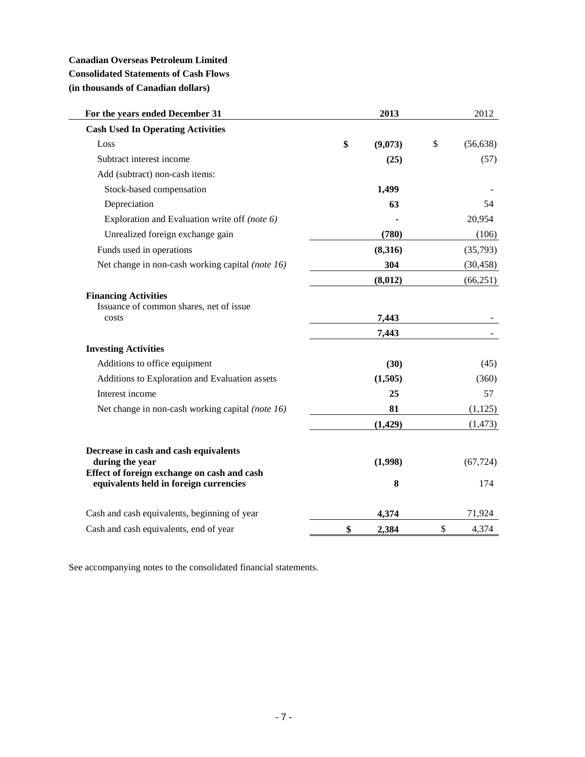**Canadian Overseas Petroleum Limited**
**Consolidated Statements of Cash Flows**
**(in thousands of Canadian dollars)**

| For the years ended December 31 | 2013 | 2012 |
|---|---|---|
| **Cash Used In Operating Activities** | | |
| Loss | **$ (9,073)** | $ (56,638) |
| Subtract interest income | **(25)** | (57) |
| Add (subtract) non-cash items: | | |
| Stock-based compensation | **1,499** | - |
| Depreciation | **63** | 54 |
| Exploration and Evaluation write off *(note 6)* | **-** | 20,954 |
| Unrealized foreign exchange gain | **(780)** | (106) |
| Funds used in operations | **(8,316)** | (35,793) |
| Net change in non-cash working capital *(note 16)* | **304** | (30,458) |
| | **(8,012)** | (66,251) |
| **Financing Activities** | | |
| Issuance of common shares, net of issue costs | **7,443** | - |
| | **7,443** | - |
| **Investing Activities** | | |
| Additions to office equipment | **(30)** | (45) |
| Additions to Exploration and Evaluation assets | **(1,505)** | (360) |
| Interest income | **25** | 57 |
| Net change in non-cash working capital *(note 16)* | **81** | (1,125) |
| | **(1,429)** | (1,473) |
| **Decrease in cash and cash equivalents during the year** | **(1,998)** | (67,724) |
| **Effect of foreign exchange on cash and cash equivalents held in foreign currencies** | **8** | 174 |
| Cash and cash equivalents, beginning of year | **4,374** | 71,924 |
| Cash and cash equivalents, end of year | **$ 2,384** | $ 4,374 |

See accompanying notes to the consolidated financial statements.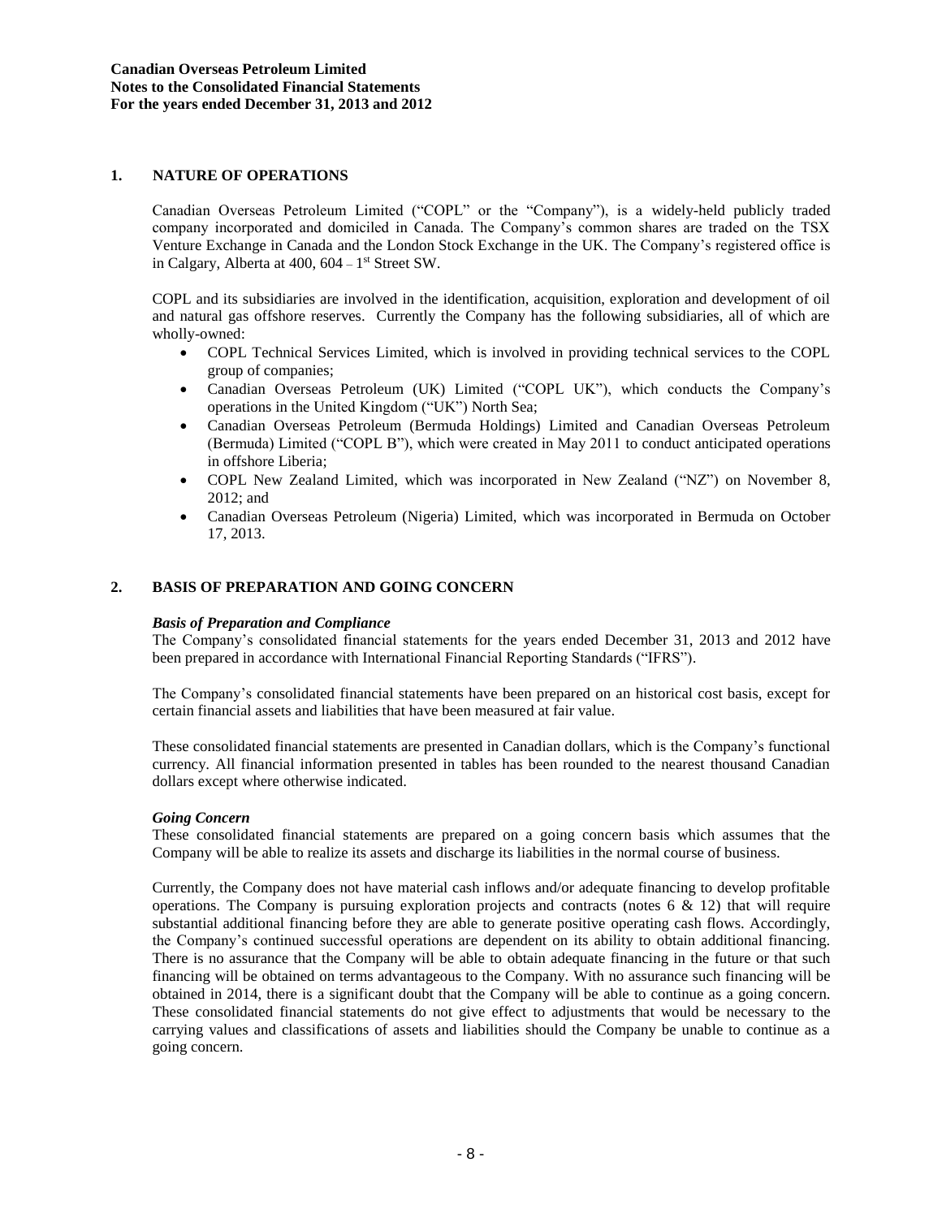## 1. NATURE OF OPERATIONS

Canadian Overseas Petroleum Limited ("COPL" or the "Company"), is a widely-held publicly traded company incorporated and domiciled in Canada. The Company's common shares are traded on the TSX Venture Exchange in Canada and the London Stock Exchange in the UK. The Company's registered office is in Calgary, Alberta at 400, 604 – 1st Street SW.

COPL and its subsidiaries are involved in the identification, acquisition, exploration and development of oil and natural gas offshore reserves. Currently the Company has the following subsidiaries, all of which are wholly-owned:

- COPL Technical Services Limited, which is involved in providing technical services to the COPL group of companies;
- Canadian Overseas Petroleum (UK) Limited ("COPL UK"), which conducts the Company's operations in the United Kingdom ("UK") North Sea;
- Canadian Overseas Petroleum (Bermuda Holdings) Limited and Canadian Overseas Petroleum (Bermuda) Limited ("COPL B"), which were created in May 2011 to conduct anticipated operations in offshore Liberia;
- COPL New Zealand Limited, which was incorporated in New Zealand ("NZ") on November 8, 2012; and
- Canadian Overseas Petroleum (Nigeria) Limited, which was incorporated in Bermuda on October 17, 2013.

## 2. BASIS OF PREPARATION AND GOING CONCERN

### *Basis of Preparation and Compliance*

The Company's consolidated financial statements for the years ended December 31, 2013 and 2012 have been prepared in accordance with International Financial Reporting Standards ("IFRS").

The Company's consolidated financial statements have been prepared on an historical cost basis, except for certain financial assets and liabilities that have been measured at fair value.

These consolidated financial statements are presented in Canadian dollars, which is the Company's functional currency. All financial information presented in tables has been rounded to the nearest thousand Canadian dollars except where otherwise indicated.

### *Going Concern*

These consolidated financial statements are prepared on a going concern basis which assumes that the Company will be able to realize its assets and discharge its liabilities in the normal course of business.

Currently, the Company does not have material cash inflows and/or adequate financing to develop profitable operations. The Company is pursuing exploration projects and contracts (notes 6 & 12) that will require substantial additional financing before they are able to generate positive operating cash flows. Accordingly, the Company's continued successful operations are dependent on its ability to obtain additional financing. There is no assurance that the Company will be able to obtain adequate financing in the future or that such financing will be obtained on terms advantageous to the Company. With no assurance such financing will be obtained in 2014, there is a significant doubt that the Company will be able to continue as a going concern. These consolidated financial statements do not give effect to adjustments that would be necessary to the carrying values and classifications of assets and liabilities should the Company be unable to continue as a going concern.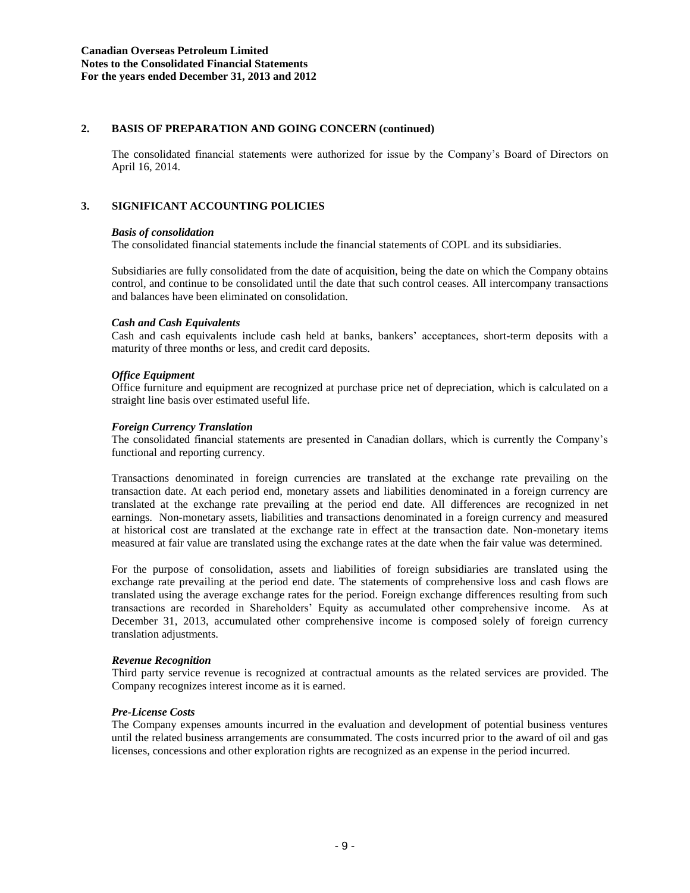## 2. BASIS OF PREPARATION AND GOING CONCERN (continued)

The consolidated financial statements were authorized for issue by the Company's Board of Directors on April 16, 2014.

## 3. SIGNIFICANT ACCOUNTING POLICIES

***Basis of consolidation***

The consolidated financial statements include the financial statements of COPL and its subsidiaries.

Subsidiaries are fully consolidated from the date of acquisition, being the date on which the Company obtains control, and continue to be consolidated until the date that such control ceases. All intercompany transactions and balances have been eliminated on consolidation.

***Cash and Cash Equivalents***

Cash and cash equivalents include cash held at banks, bankers' acceptances, short-term deposits with a maturity of three months or less, and credit card deposits.

***Office Equipment***

Office furniture and equipment are recognized at purchase price net of depreciation, which is calculated on a straight line basis over estimated useful life.

***Foreign Currency Translation***

The consolidated financial statements are presented in Canadian dollars, which is currently the Company's functional and reporting currency.

Transactions denominated in foreign currencies are translated at the exchange rate prevailing on the transaction date. At each period end, monetary assets and liabilities denominated in a foreign currency are translated at the exchange rate prevailing at the period end date. All differences are recognized in net earnings. Non-monetary assets, liabilities and transactions denominated in a foreign currency and measured at historical cost are translated at the exchange rate in effect at the transaction date. Non-monetary items measured at fair value are translated using the exchange rates at the date when the fair value was determined.

For the purpose of consolidation, assets and liabilities of foreign subsidiaries are translated using the exchange rate prevailing at the period end date. The statements of comprehensive loss and cash flows are translated using the average exchange rates for the period. Foreign exchange differences resulting from such transactions are recorded in Shareholders' Equity as accumulated other comprehensive income. As at December 31, 2013, accumulated other comprehensive income is composed solely of foreign currency translation adjustments.

***Revenue Recognition***

Third party service revenue is recognized at contractual amounts as the related services are provided. The Company recognizes interest income as it is earned.

***Pre-License Costs***

The Company expenses amounts incurred in the evaluation and development of potential business ventures until the related business arrangements are consummated. The costs incurred prior to the award of oil and gas licenses, concessions and other exploration rights are recognized as an expense in the period incurred.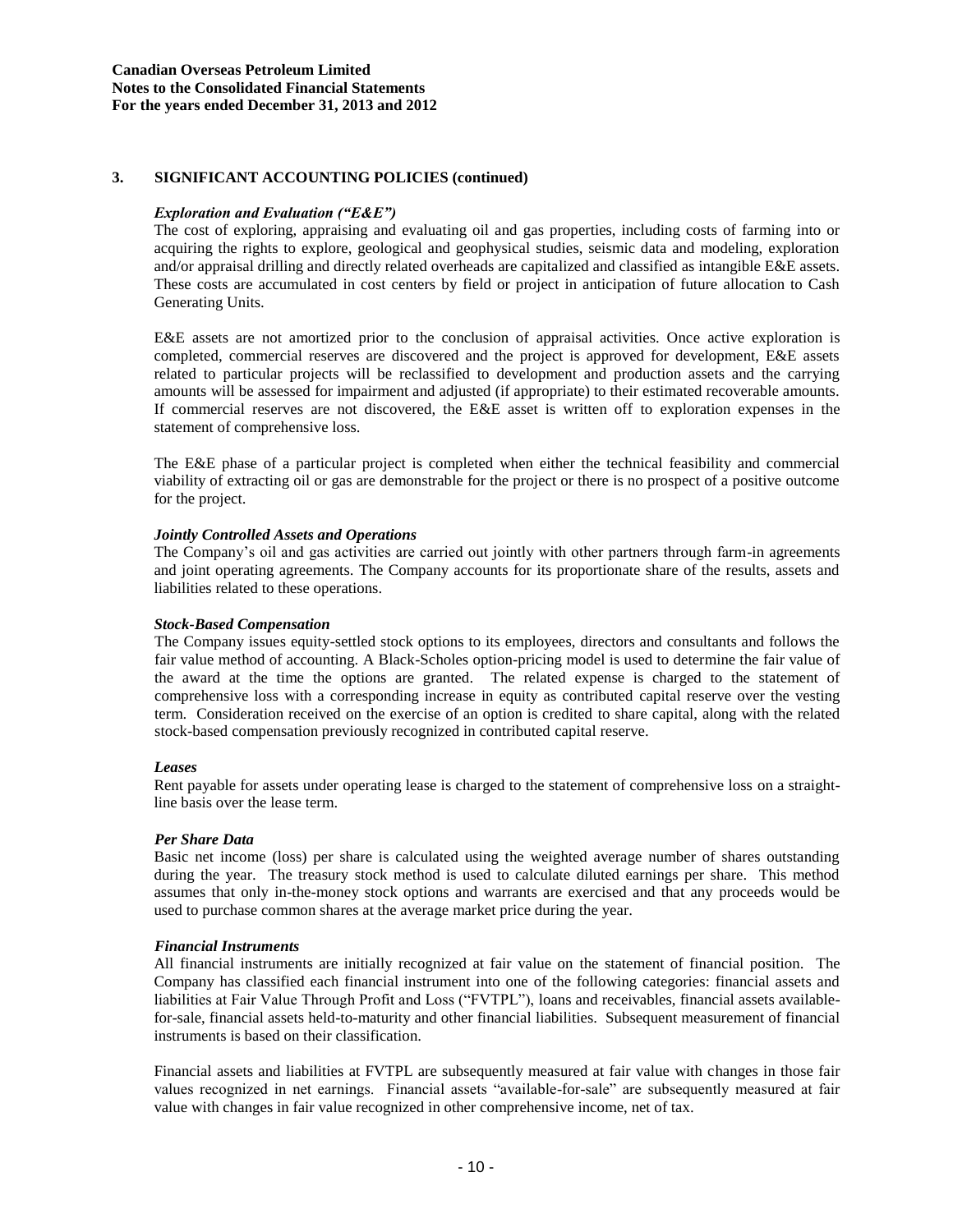## 3. SIGNIFICANT ACCOUNTING POLICIES (continued)

### *Exploration and Evaluation ("E&E")*

The cost of exploring, appraising and evaluating oil and gas properties, including costs of farming into or acquiring the rights to explore, geological and geophysical studies, seismic data and modeling, exploration and/or appraisal drilling and directly related overheads are capitalized and classified as intangible E&E assets. These costs are accumulated in cost centers by field or project in anticipation of future allocation to Cash Generating Units.

E&E assets are not amortized prior to the conclusion of appraisal activities. Once active exploration is completed, commercial reserves are discovered and the project is approved for development, E&E assets related to particular projects will be reclassified to development and production assets and the carrying amounts will be assessed for impairment and adjusted (if appropriate) to their estimated recoverable amounts. If commercial reserves are not discovered, the E&E asset is written off to exploration expenses in the statement of comprehensive loss.

The E&E phase of a particular project is completed when either the technical feasibility and commercial viability of extracting oil or gas are demonstrable for the project or there is no prospect of a positive outcome for the project.

### *Jointly Controlled Assets and Operations*

The Company's oil and gas activities are carried out jointly with other partners through farm-in agreements and joint operating agreements. The Company accounts for its proportionate share of the results, assets and liabilities related to these operations.

### *Stock-Based Compensation*

The Company issues equity-settled stock options to its employees, directors and consultants and follows the fair value method of accounting. A Black-Scholes option-pricing model is used to determine the fair value of the award at the time the options are granted. The related expense is charged to the statement of comprehensive loss with a corresponding increase in equity as contributed capital reserve over the vesting term. Consideration received on the exercise of an option is credited to share capital, along with the related stock-based compensation previously recognized in contributed capital reserve.

### *Leases*

Rent payable for assets under operating lease is charged to the statement of comprehensive loss on a straight-line basis over the lease term.

### *Per Share Data*

Basic net income (loss) per share is calculated using the weighted average number of shares outstanding during the year. The treasury stock method is used to calculate diluted earnings per share. This method assumes that only in-the-money stock options and warrants are exercised and that any proceeds would be used to purchase common shares at the average market price during the year.

### *Financial Instruments*

All financial instruments are initially recognized at fair value on the statement of financial position. The Company has classified each financial instrument into one of the following categories: financial assets and liabilities at Fair Value Through Profit and Loss ("FVTPL"), loans and receivables, financial assets available-for-sale, financial assets held-to-maturity and other financial liabilities. Subsequent measurement of financial instruments is based on their classification.

Financial assets and liabilities at FVTPL are subsequently measured at fair value with changes in those fair values recognized in net earnings. Financial assets "available-for-sale" are subsequently measured at fair value with changes in fair value recognized in other comprehensive income, net of tax.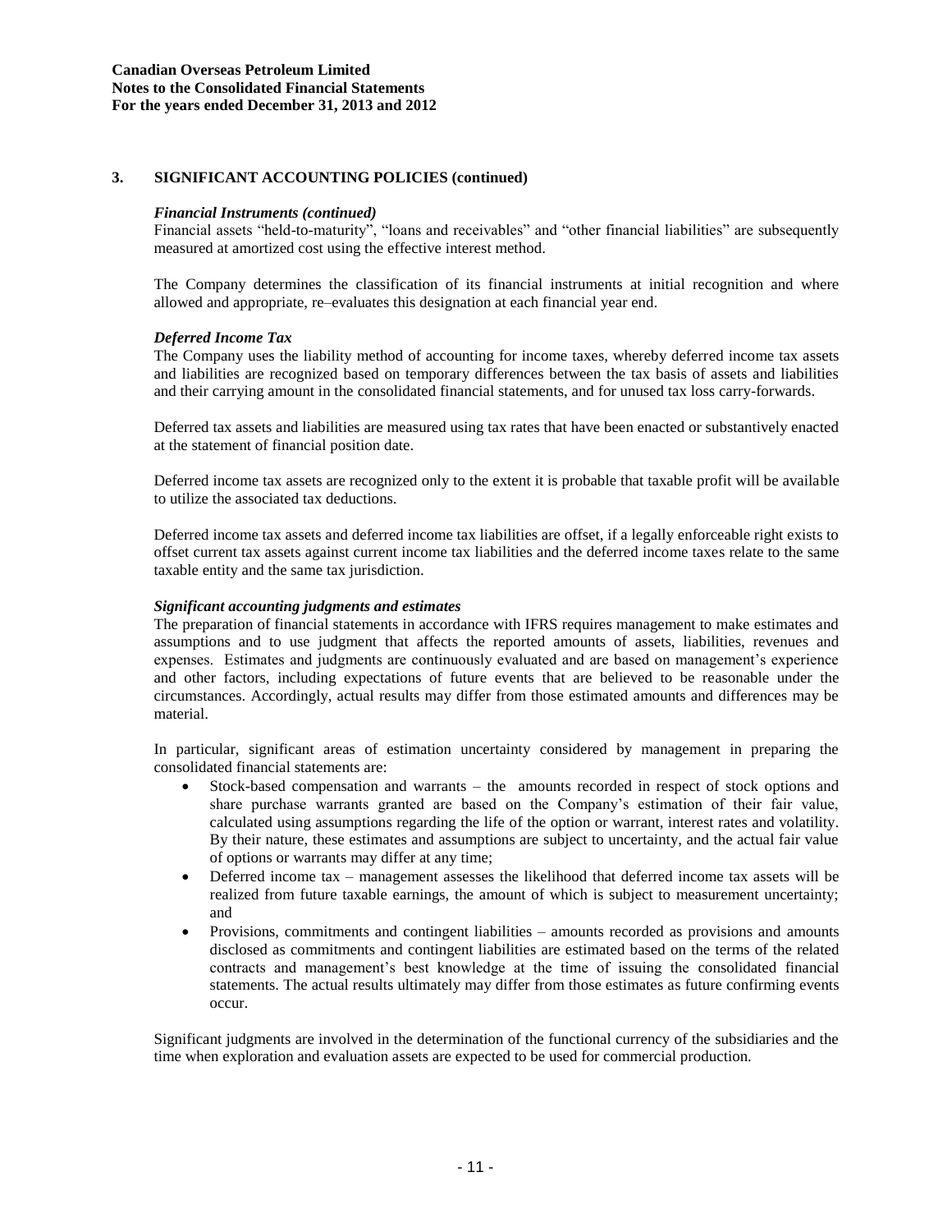## 3. SIGNIFICANT ACCOUNTING POLICIES (continued)

***Financial Instruments (continued)***

Financial assets "held-to-maturity", "loans and receivables" and "other financial liabilities" are subsequently measured at amortized cost using the effective interest method.

The Company determines the classification of its financial instruments at initial recognition and where allowed and appropriate, re–evaluates this designation at each financial year end.

***Deferred Income Tax***

The Company uses the liability method of accounting for income taxes, whereby deferred income tax assets and liabilities are recognized based on temporary differences between the tax basis of assets and liabilities and their carrying amount in the consolidated financial statements, and for unused tax loss carry-forwards.

Deferred tax assets and liabilities are measured using tax rates that have been enacted or substantively enacted at the statement of financial position date.

Deferred income tax assets are recognized only to the extent it is probable that taxable profit will be available to utilize the associated tax deductions.

Deferred income tax assets and deferred income tax liabilities are offset, if a legally enforceable right exists to offset current tax assets against current income tax liabilities and the deferred income taxes relate to the same taxable entity and the same tax jurisdiction.

***Significant accounting judgments and estimates***

The preparation of financial statements in accordance with IFRS requires management to make estimates and assumptions and to use judgment that affects the reported amounts of assets, liabilities, revenues and expenses. Estimates and judgments are continuously evaluated and are based on management's experience and other factors, including expectations of future events that are believed to be reasonable under the circumstances. Accordingly, actual results may differ from those estimated amounts and differences may be material.

In particular, significant areas of estimation uncertainty considered by management in preparing the consolidated financial statements are:

- Stock-based compensation and warrants – the amounts recorded in respect of stock options and share purchase warrants granted are based on the Company's estimation of their fair value, calculated using assumptions regarding the life of the option or warrant, interest rates and volatility. By their nature, these estimates and assumptions are subject to uncertainty, and the actual fair value of options or warrants may differ at any time;
- Deferred income tax – management assesses the likelihood that deferred income tax assets will be realized from future taxable earnings, the amount of which is subject to measurement uncertainty; and
- Provisions, commitments and contingent liabilities – amounts recorded as provisions and amounts disclosed as commitments and contingent liabilities are estimated based on the terms of the related contracts and management's best knowledge at the time of issuing the consolidated financial statements. The actual results ultimately may differ from those estimates as future confirming events occur.

Significant judgments are involved in the determination of the functional currency of the subsidiaries and the time when exploration and evaluation assets are expected to be used for commercial production.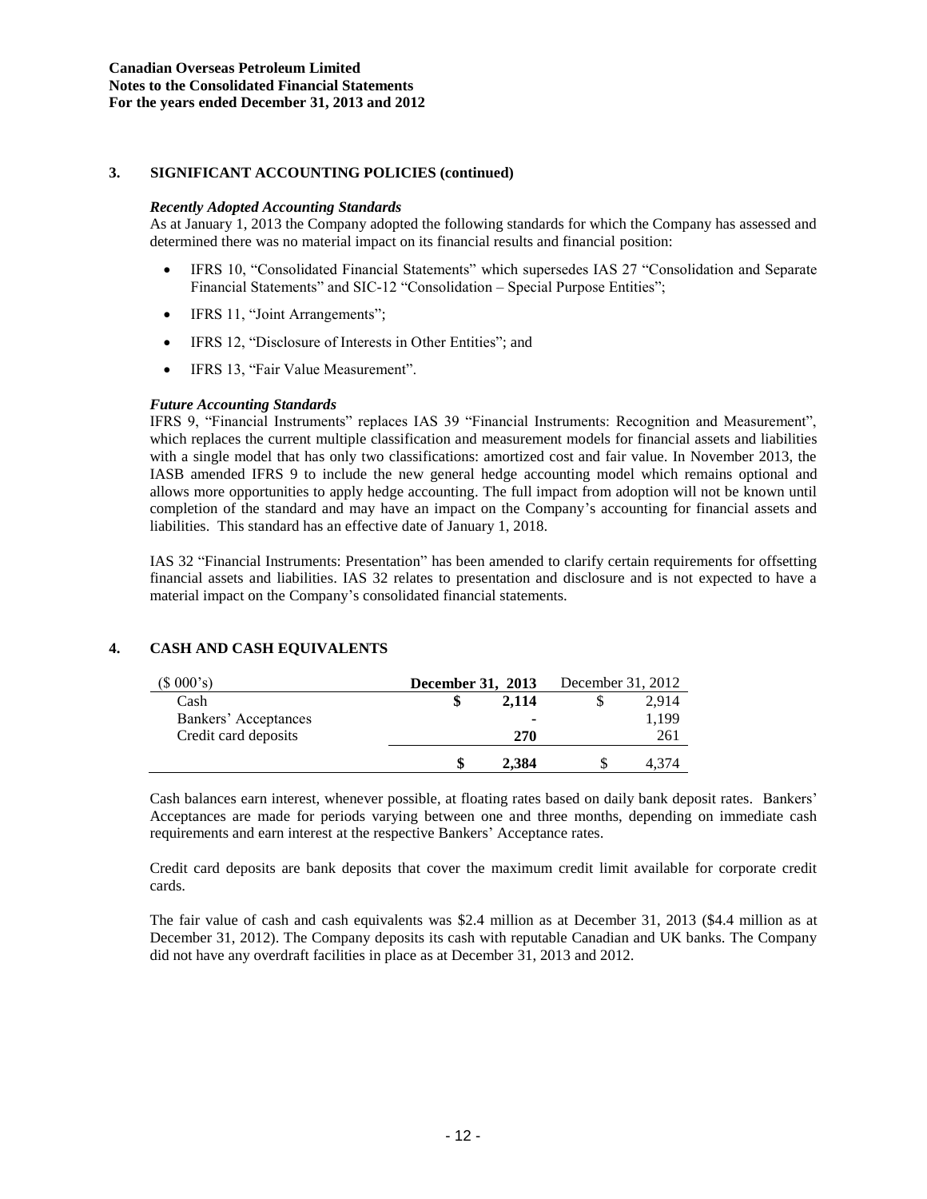## 3. SIGNIFICANT ACCOUNTING POLICIES (continued)

***Recently Adopted Accounting Standards***

As at January 1, 2013 the Company adopted the following standards for which the Company has assessed and determined there was no material impact on its financial results and financial position:

- IFRS 10, "Consolidated Financial Statements" which supersedes IAS 27 "Consolidation and Separate Financial Statements" and SIC-12 "Consolidation – Special Purpose Entities";
- IFRS 11, "Joint Arrangements";
- IFRS 12, "Disclosure of Interests in Other Entities"; and
- IFRS 13, "Fair Value Measurement".

***Future Accounting Standards***

IFRS 9, "Financial Instruments" replaces IAS 39 "Financial Instruments: Recognition and Measurement", which replaces the current multiple classification and measurement models for financial assets and liabilities with a single model that has only two classifications: amortized cost and fair value. In November 2013, the IASB amended IFRS 9 to include the new general hedge accounting model which remains optional and allows more opportunities to apply hedge accounting. The full impact from adoption will not be known until completion of the standard and may have an impact on the Company's accounting for financial assets and liabilities. This standard has an effective date of January 1, 2018.

IAS 32 "Financial Instruments: Presentation" has been amended to clarify certain requirements for offsetting financial assets and liabilities. IAS 32 relates to presentation and disclosure and is not expected to have a material impact on the Company's consolidated financial statements.

## 4. CASH AND CASH EQUIVALENTS

| ($ 000's) | **December 31, 2013** | December 31, 2012 |
|---|---|---|
| Cash | **$ 2,114** | $ 2,914 |
| Bankers' Acceptances | **-** | 1,199 |
| Credit card deposits | **270** | 261 |
| | **$ 2,384** | $ 4,374 |

Cash balances earn interest, whenever possible, at floating rates based on daily bank deposit rates. Bankers' Acceptances are made for periods varying between one and three months, depending on immediate cash requirements and earn interest at the respective Bankers' Acceptance rates.

Credit card deposits are bank deposits that cover the maximum credit limit available for corporate credit cards.

The fair value of cash and cash equivalents was $2.4 million as at December 31, 2013 ($4.4 million as at December 31, 2012). The Company deposits its cash with reputable Canadian and UK banks. The Company did not have any overdraft facilities in place as at December 31, 2013 and 2012.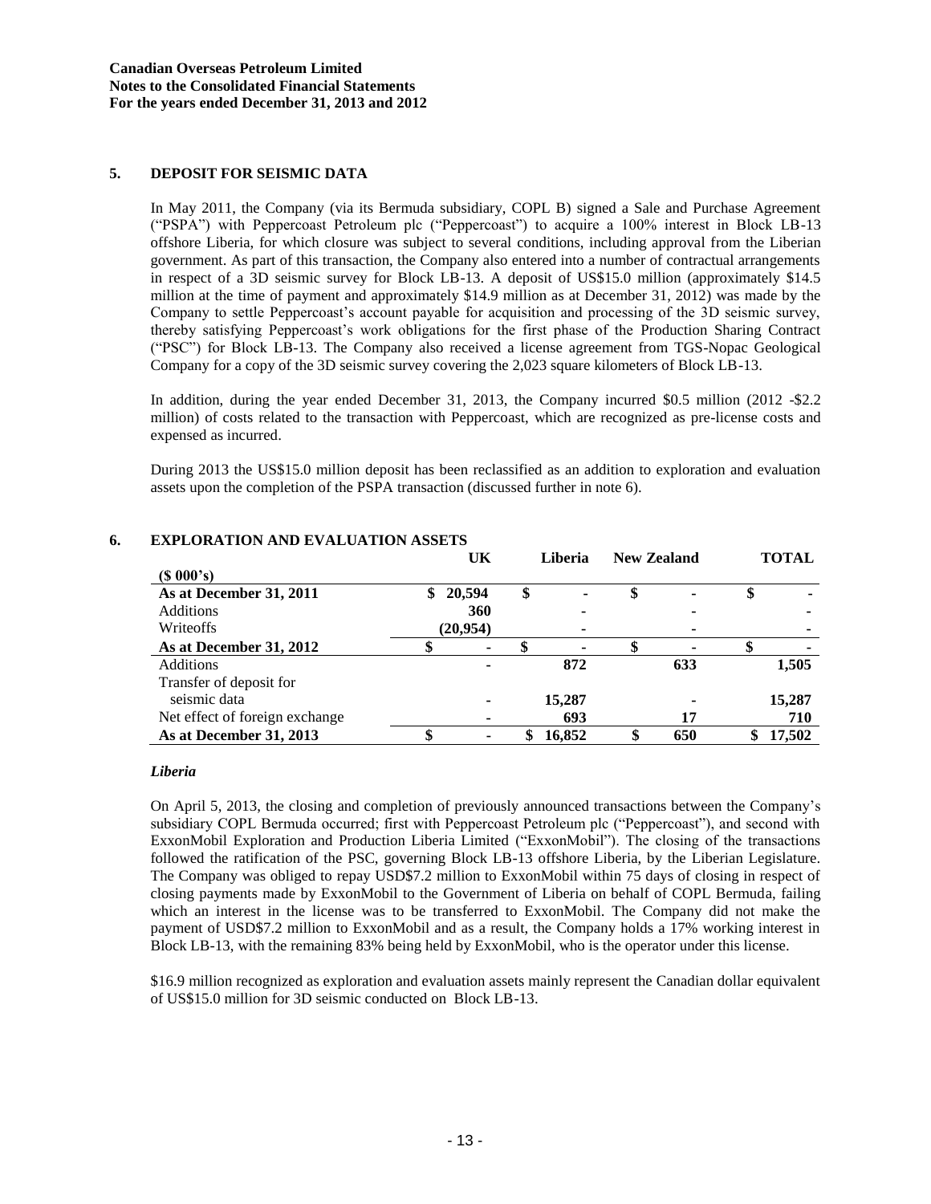## 5. DEPOSIT FOR SEISMIC DATA

In May 2011, the Company (via its Bermuda subsidiary, COPL B) signed a Sale and Purchase Agreement ("PSPA") with Peppercoast Petroleum plc ("Peppercoast") to acquire a 100% interest in Block LB-13 offshore Liberia, for which closure was subject to several conditions, including approval from the Liberian government. As part of this transaction, the Company also entered into a number of contractual arrangements in respect of a 3D seismic survey for Block LB-13. A deposit of US$15.0 million (approximately $14.5 million at the time of payment and approximately $14.9 million as at December 31, 2012) was made by the Company to settle Peppercoast's account payable for acquisition and processing of the 3D seismic survey, thereby satisfying Peppercoast's work obligations for the first phase of the Production Sharing Contract ("PSC") for Block LB-13. The Company also received a license agreement from TGS-Nopac Geological Company for a copy of the 3D seismic survey covering the 2,023 square kilometers of Block LB-13.

In addition, during the year ended December 31, 2013, the Company incurred $0.5 million (2012 -$2.2 million) of costs related to the transaction with Peppercoast, which are recognized as pre-license costs and expensed as incurred.

During 2013 the US$15.0 million deposit has been reclassified as an addition to exploration and evaluation assets upon the completion of the PSPA transaction (discussed further in note 6).

## 6. EXPLORATION AND EVALUATION ASSETS

| ($ 000's) | UK | Liberia | New Zealand | TOTAL |
|---|---|---|---|---|
| **As at December 31, 2011** | $ 20,594 | $ - | $ - | $ - |
| Additions | 360 | - | - | - |
| Writeoffs | (20,954) | - | - | - |
| **As at December 31, 2012** | $ - | $ - | $ - | $ - |
| Additions | - | 872 | 633 | 1,505 |
| Transfer of deposit for seismic data | - | 15,287 | - | 15,287 |
| Net effect of foreign exchange | - | 693 | 17 | 710 |
| **As at December 31, 2013** | $ - | $ 16,852 | $ 650 | $ 17,502 |

### *Liberia*

On April 5, 2013, the closing and completion of previously announced transactions between the Company's subsidiary COPL Bermuda occurred; first with Peppercoast Petroleum plc ("Peppercoast"), and second with ExxonMobil Exploration and Production Liberia Limited ("ExxonMobil"). The closing of the transactions followed the ratification of the PSC, governing Block LB-13 offshore Liberia, by the Liberian Legislature. The Company was obliged to repay USD$7.2 million to ExxonMobil within 75 days of closing in respect of closing payments made by ExxonMobil to the Government of Liberia on behalf of COPL Bermuda, failing which an interest in the license was to be transferred to ExxonMobil. The Company did not make the payment of USD$7.2 million to ExxonMobil and as a result, the Company holds a 17% working interest in Block LB-13, with the remaining 83% being held by ExxonMobil, who is the operator under this license.

$16.9 million recognized as exploration and evaluation assets mainly represent the Canadian dollar equivalent of US$15.0 million for 3D seismic conducted on Block LB-13.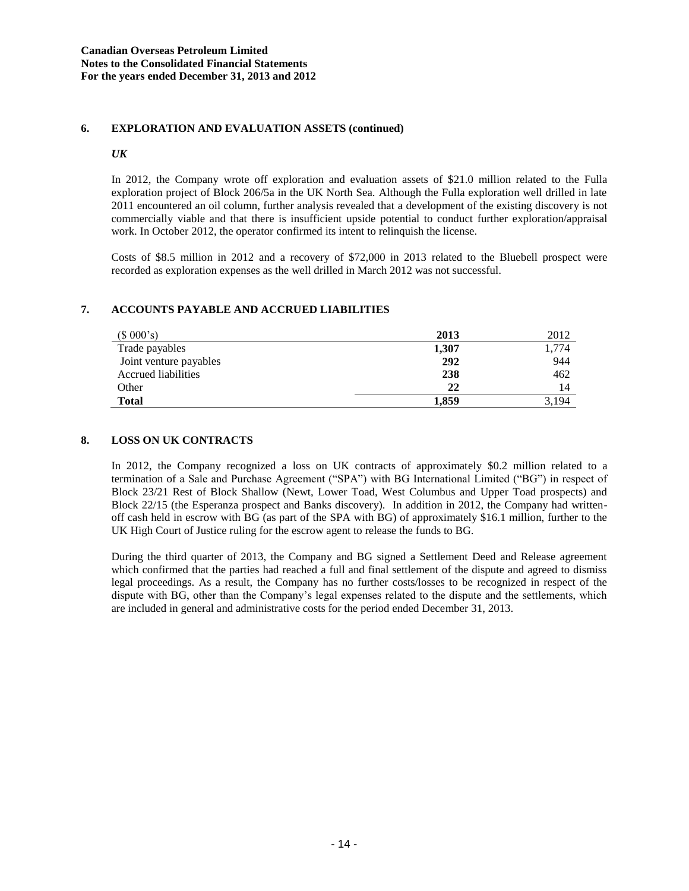## 6. EXPLORATION AND EVALUATION ASSETS (continued)

***UK***

In 2012, the Company wrote off exploration and evaluation assets of $21.0 million related to the Fulla exploration project of Block 206/5a in the UK North Sea. Although the Fulla exploration well drilled in late 2011 encountered an oil column, further analysis revealed that a development of the existing discovery is not commercially viable and that there is insufficient upside potential to conduct further exploration/appraisal work. In October 2012, the operator confirmed its intent to relinquish the license.

Costs of $8.5 million in 2012 and a recovery of $72,000 in 2013 related to the Bluebell prospect were recorded as exploration expenses as the well drilled in March 2012 was not successful.

## 7. ACCOUNTS PAYABLE AND ACCRUED LIABILITIES

| ($ 000's) | **2013** | 2012 |
|---|---|---|
| Trade payables | **1,307** | 1,774 |
| Joint venture payables | **292** | 944 |
| Accrued liabilities | **238** | 462 |
| Other | **22** | 14 |
| **Total** | **1,859** | 3,194 |

## 8. LOSS ON UK CONTRACTS

In 2012, the Company recognized a loss on UK contracts of approximately $0.2 million related to a termination of a Sale and Purchase Agreement ("SPA") with BG International Limited ("BG") in respect of Block 23/21 Rest of Block Shallow (Newt, Lower Toad, West Columbus and Upper Toad prospects) and Block 22/15 (the Esperanza prospect and Banks discovery). In addition in 2012, the Company had written-off cash held in escrow with BG (as part of the SPA with BG) of approximately $16.1 million, further to the UK High Court of Justice ruling for the escrow agent to release the funds to BG.

During the third quarter of 2013, the Company and BG signed a Settlement Deed and Release agreement which confirmed that the parties had reached a full and final settlement of the dispute and agreed to dismiss legal proceedings. As a result, the Company has no further costs/losses to be recognized in respect of the dispute with BG, other than the Company's legal expenses related to the dispute and the settlements, which are included in general and administrative costs for the period ended December 31, 2013.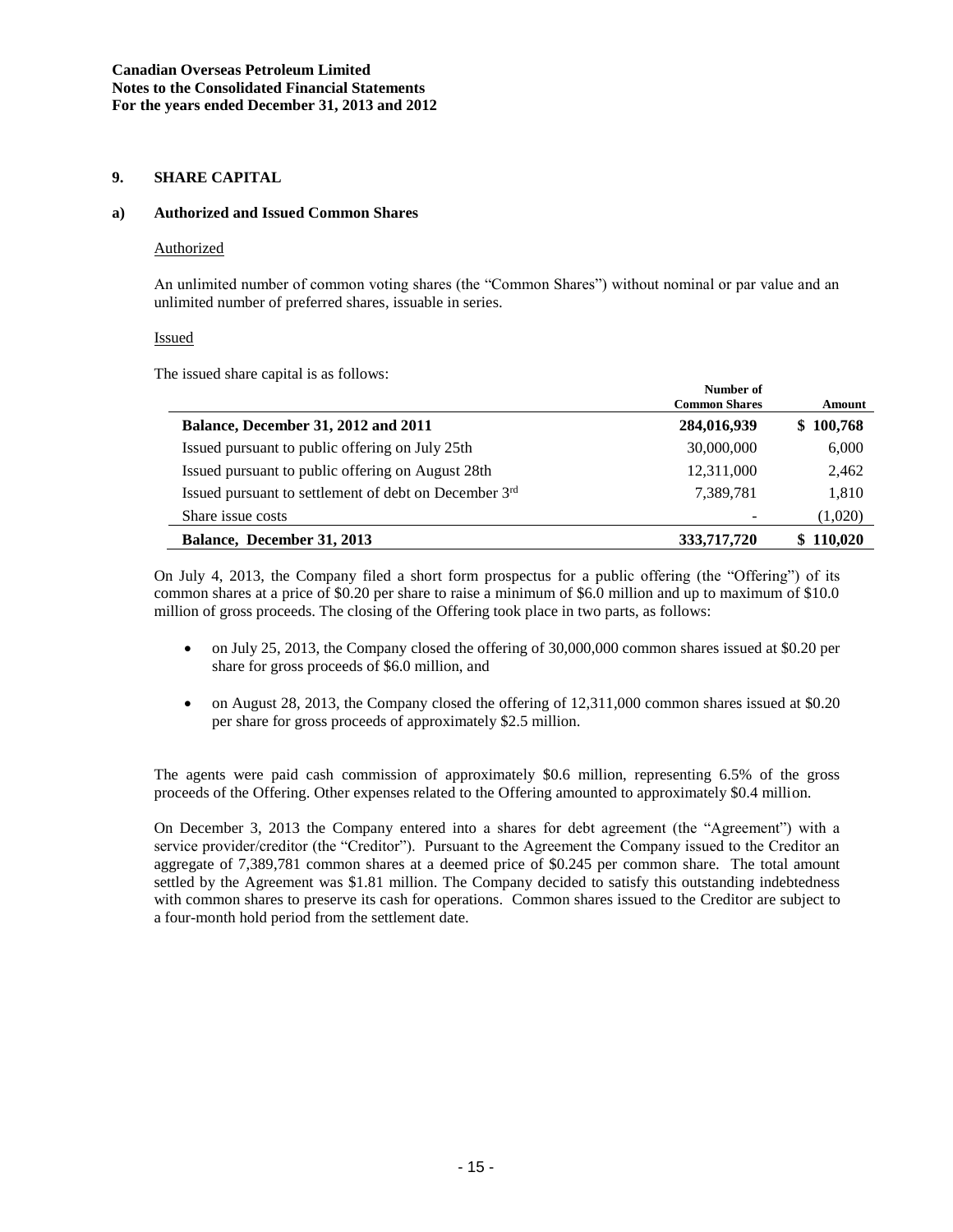## 9. SHARE CAPITAL

### a) Authorized and Issued Common Shares

Authorized

An unlimited number of common voting shares (the "Common Shares") without nominal or par value and an unlimited number of preferred shares, issuable in series.

Issued

The issued share capital is as follows:

| | Number of Common Shares | Amount |
|---|---|---|
| **Balance, December 31, 2012 and 2011** | **284,016,939** | **$ 100,768** |
| Issued pursuant to public offering on July 25th | 30,000,000 | 6,000 |
| Issued pursuant to public offering on August 28th | 12,311,000 | 2,462 |
| Issued pursuant to settlement of debt on December 3rd | 7,389,781 | 1,810 |
| Share issue costs | - | (1,020) |
| **Balance, December 31, 2013** | **333,717,720** | **$ 110,020** |

On July 4, 2013, the Company filed a short form prospectus for a public offering (the "Offering") of its common shares at a price of $0.20 per share to raise a minimum of $6.0 million and up to maximum of $10.0 million of gross proceeds. The closing of the Offering took place in two parts, as follows:

- on July 25, 2013, the Company closed the offering of 30,000,000 common shares issued at $0.20 per share for gross proceeds of $6.0 million, and
- on August 28, 2013, the Company closed the offering of 12,311,000 common shares issued at $0.20 per share for gross proceeds of approximately $2.5 million.

The agents were paid cash commission of approximately $0.6 million, representing 6.5% of the gross proceeds of the Offering. Other expenses related to the Offering amounted to approximately $0.4 million.

On December 3, 2013 the Company entered into a shares for debt agreement (the "Agreement") with a service provider/creditor (the "Creditor"). Pursuant to the Agreement the Company issued to the Creditor an aggregate of 7,389,781 common shares at a deemed price of $0.245 per common share. The total amount settled by the Agreement was $1.81 million. The Company decided to satisfy this outstanding indebtedness with common shares to preserve its cash for operations. Common shares issued to the Creditor are subject to a four-month hold period from the settlement date.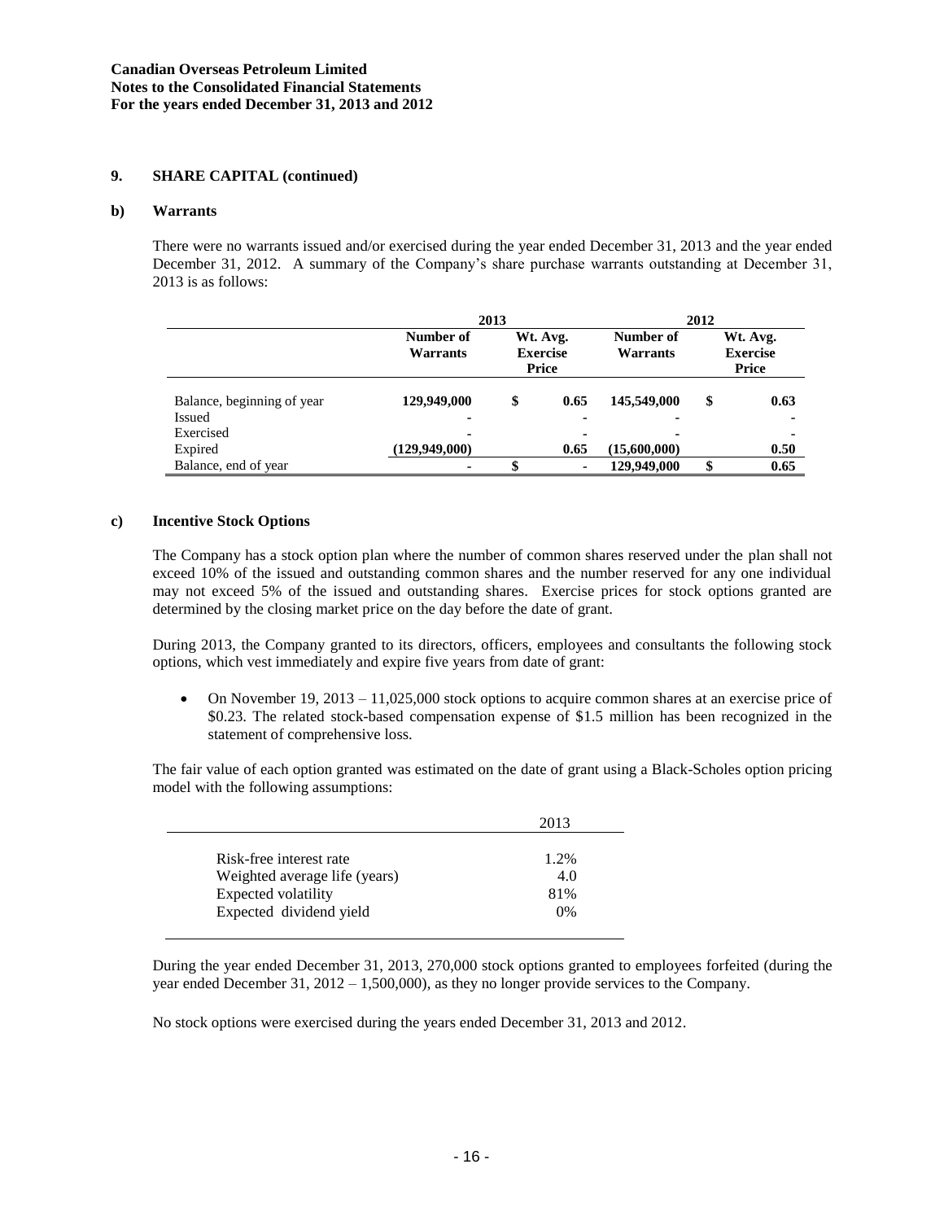## 9. SHARE CAPITAL (continued)

### b) Warrants

There were no warrants issued and/or exercised during the year ended December 31, 2013 and the year ended December 31, 2012. A summary of the Company's share purchase warrants outstanding at December 31, 2013 is as follows:

| | 2013 | | 2012 | |
|---|---|---|---|---|
| | **Number of Warrants** | **Wt. Avg. Exercise Price** | **Number of Warrants** | **Wt. Avg. Exercise Price** |
| Balance, beginning of year | **129,949,000** | **$ 0.65** | **145,549,000** | **$ 0.63** |
| Issued | - | - | - | - |
| Exercised | - | - | - | - |
| Expired | **(129,949,000)** | **0.65** | **(15,600,000)** | **0.50** |
| Balance, end of year | - | $ - | **129,949,000** | **$ 0.65** |

### c) Incentive Stock Options

The Company has a stock option plan where the number of common shares reserved under the plan shall not exceed 10% of the issued and outstanding common shares and the number reserved for any one individual may not exceed 5% of the issued and outstanding shares. Exercise prices for stock options granted are determined by the closing market price on the day before the date of grant.

During 2013, the Company granted to its directors, officers, employees and consultants the following stock options, which vest immediately and expire five years from date of grant:

- On November 19, 2013 – 11,025,000 stock options to acquire common shares at an exercise price of \$0.23. The related stock-based compensation expense of \$1.5 million has been recognized in the statement of comprehensive loss.

The fair value of each option granted was estimated on the date of grant using a Black-Scholes option pricing model with the following assumptions:

| | 2013 |
|---|---|
| Risk-free interest rate | 1.2% |
| Weighted average life (years) | 4.0 |
| Expected volatility | 81% |
| Expected dividend yield | 0% |

During the year ended December 31, 2013, 270,000 stock options granted to employees forfeited (during the year ended December 31, 2012 – 1,500,000), as they no longer provide services to the Company.

No stock options were exercised during the years ended December 31, 2013 and 2012.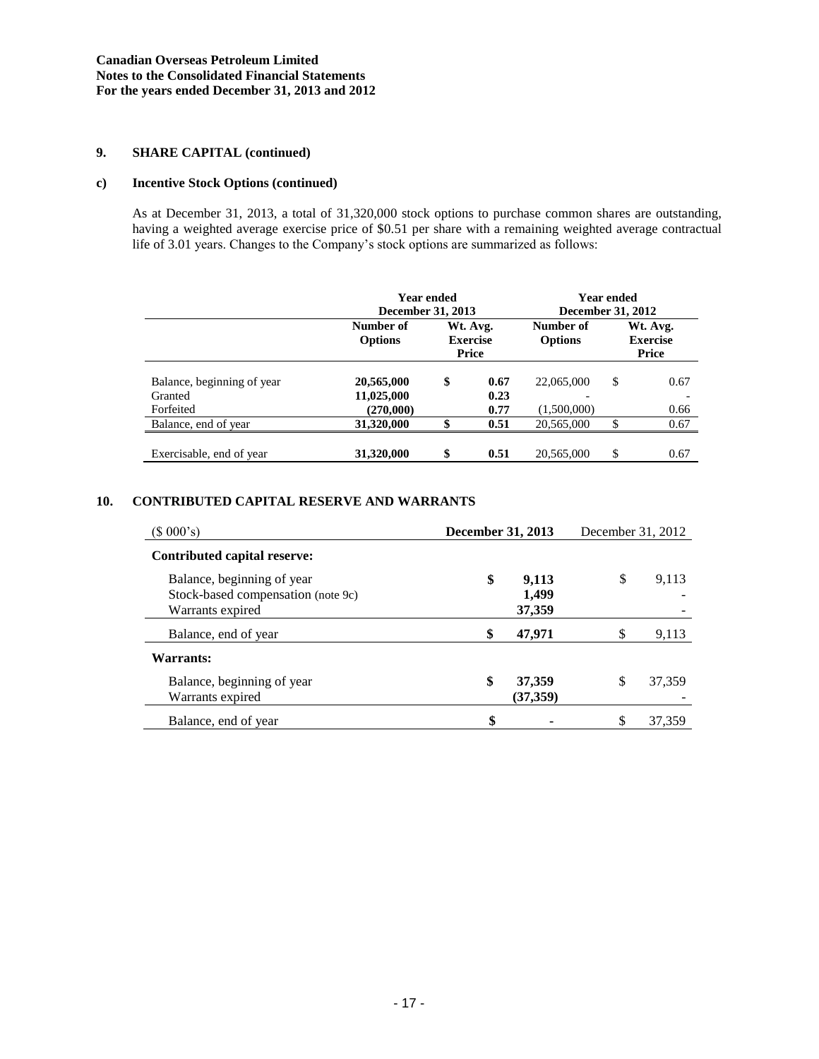## 9. SHARE CAPITAL (continued)

### c) Incentive Stock Options (continued)

As at December 31, 2013, a total of 31,320,000 stock options to purchase common shares are outstanding, having a weighted average exercise price of $0.51 per share with a remaining weighted average contractual life of 3.01 years. Changes to the Company's stock options are summarized as follows:

| | Year ended December 31, 2013 | | Year ended December 31, 2012 | |
|---|---|---|---|---|
| | **Number of Options** | **Wt. Avg. Exercise Price** | **Number of Options** | **Wt. Avg. Exercise Price** |
| Balance, beginning of year | **20,565,000** | **$ 0.67** | 22,065,000 | $ 0.67 |
| Granted | **11,025,000** | **0.23** | - | - |
| Forfeited | **(270,000)** | **0.77** | (1,500,000) | 0.66 |
| Balance, end of year | **31,320,000** | **$ 0.51** | 20,565,000 | $ 0.67 |
| Exercisable, end of year | **31,320,000** | **$ 0.51** | 20,565,000 | $ 0.67 |

## 10. CONTRIBUTED CAPITAL RESERVE AND WARRANTS

| ($ 000's) | **December 31, 2013** | December 31, 2012 |
|---|---|---|
| **Contributed capital reserve:** | | |
| Balance, beginning of year | **$ 9,113** | $ 9,113 |
| Stock-based compensation (note 9c) | **1,499** | - |
| Warrants expired | **37,359** | - |
| Balance, end of year | **$ 47,971** | $ 9,113 |
| **Warrants:** | | |
| Balance, beginning of year | **$ 37,359** | $ 37,359 |
| Warrants expired | **(37,359)** | - |
| Balance, end of year | **$ -** | $ 37,359 |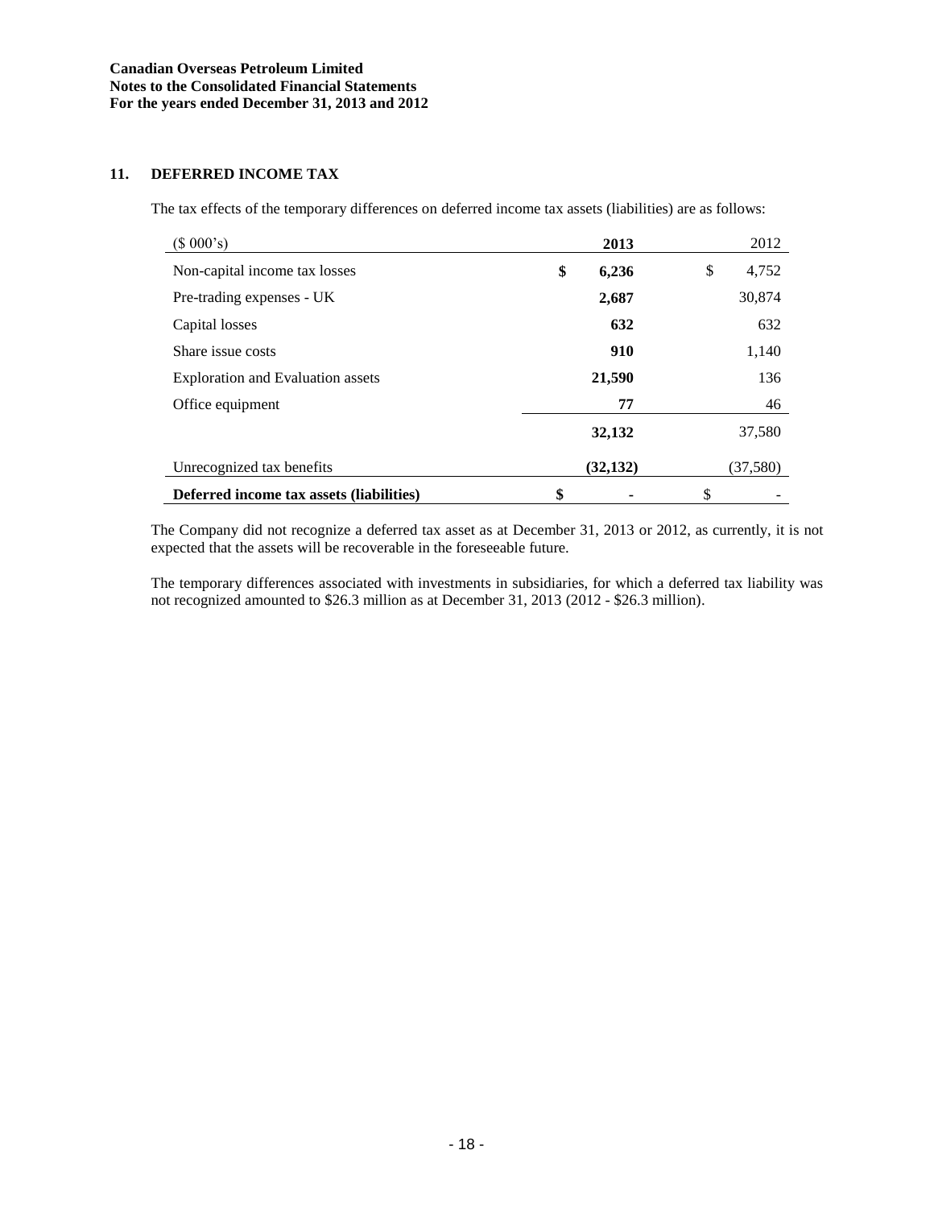**Canadian Overseas Petroleum Limited**
**Notes to the Consolidated Financial Statements**
**For the years ended December 31, 2013 and 2012**

## 11. DEFERRED INCOME TAX

The tax effects of the temporary differences on deferred income tax assets (liabilities) are as follows:

| ($ 000's) | 2013 | 2012 |
|---|---|---|
| Non-capital income tax losses | $ 6,236 | $ 4,752 |
| Pre-trading expenses - UK | 2,687 | 30,874 |
| Capital losses | 632 | 632 |
| Share issue costs | 910 | 1,140 |
| Exploration and Evaluation assets | 21,590 | 136 |
| Office equipment | 77 | 46 |
| | 32,132 | 37,580 |
| Unrecognized tax benefits | (32,132) | (37,580) |
| **Deferred income tax assets (liabilities)** | $ - | $ - |

The Company did not recognize a deferred tax asset as at December 31, 2013 or 2012, as currently, it is not expected that the assets will be recoverable in the foreseeable future.

The temporary differences associated with investments in subsidiaries, for which a deferred tax liability was not recognized amounted to $26.3 million as at December 31, 2013 (2012 - $26.3 million).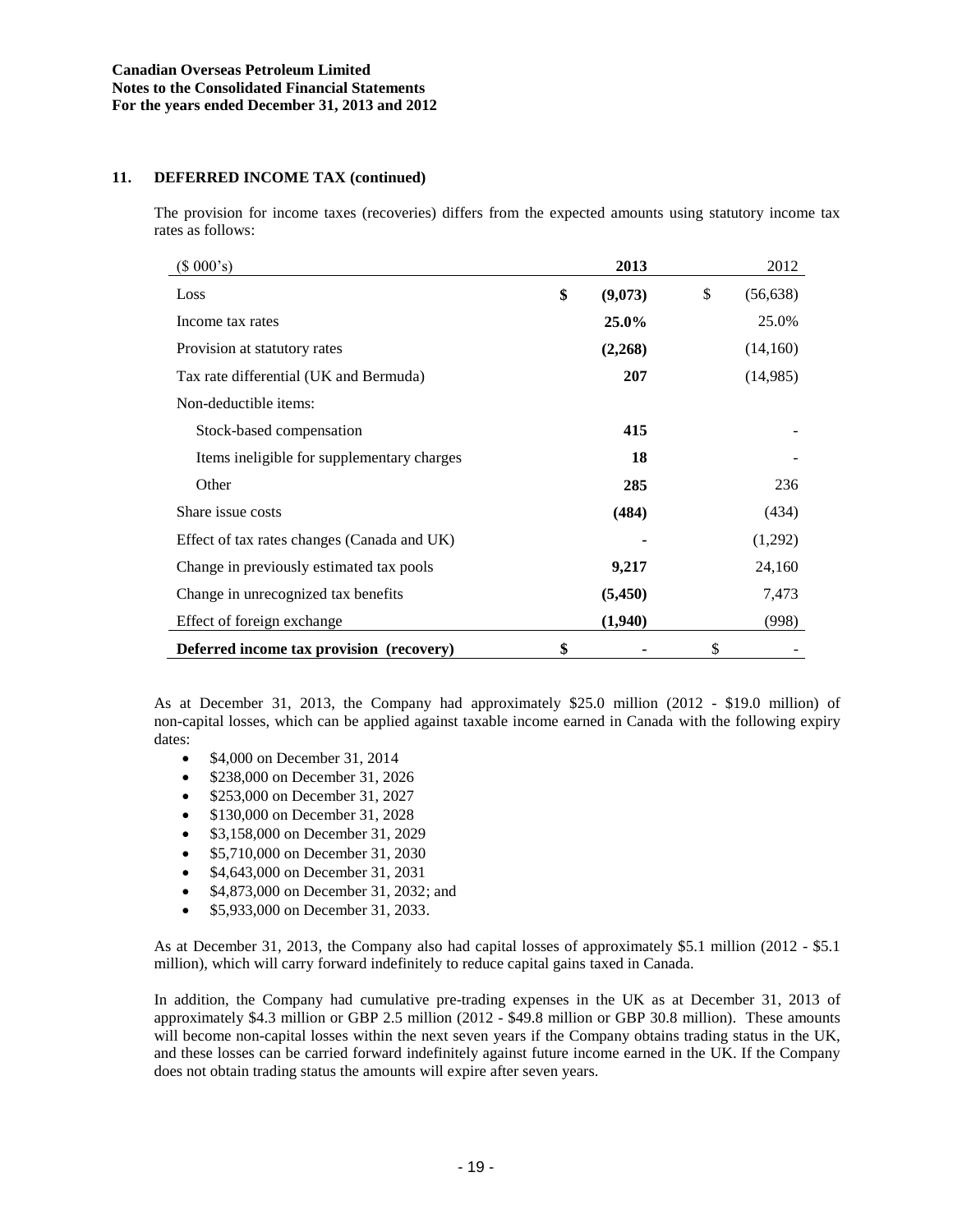## 11. DEFERRED INCOME TAX (continued)

The provision for income taxes (recoveries) differs from the expected amounts using statutory income tax rates as follows:

| ($ 000's) | **2013** | 2012 |
|---|---|---|
| Loss | **$ (9,073)** | $ (56,638) |
| Income tax rates | **25.0%** | 25.0% |
| Provision at statutory rates | **(2,268)** | (14,160) |
| Tax rate differential (UK and Bermuda) | **207** | (14,985) |
| Non-deductible items: | | |
| Stock-based compensation | **415** | - |
| Items ineligible for supplementary charges | **18** | - |
| Other | **285** | 236 |
| Share issue costs | **(484)** | (434) |
| Effect of tax rates changes (Canada and UK) | **-** | (1,292) |
| Change in previously estimated tax pools | **9,217** | 24,160 |
| Change in unrecognized tax benefits | **(5,450)** | 7,473 |
| Effect of foreign exchange | **(1,940)** | (998) |
| **Deferred income tax provision (recovery)** | **$ -** | $ - |

As at December 31, 2013, the Company had approximately $25.0 million (2012 - $19.0 million) of non-capital losses, which can be applied against taxable income earned in Canada with the following expiry dates:

- $4,000 on December 31, 2014
- $238,000 on December 31, 2026
- $253,000 on December 31, 2027
- $130,000 on December 31, 2028
- $3,158,000 on December 31, 2029
- $5,710,000 on December 31, 2030
- $4,643,000 on December 31, 2031
- $4,873,000 on December 31, 2032; and
- $5,933,000 on December 31, 2033.

As at December 31, 2013, the Company also had capital losses of approximately $5.1 million (2012 - $5.1 million), which will carry forward indefinitely to reduce capital gains taxed in Canada.

In addition, the Company had cumulative pre-trading expenses in the UK as at December 31, 2013 of approximately $4.3 million or GBP 2.5 million (2012 - $49.8 million or GBP 30.8 million). These amounts will become non-capital losses within the next seven years if the Company obtains trading status in the UK, and these losses can be carried forward indefinitely against future income earned in the UK. If the Company does not obtain trading status the amounts will expire after seven years.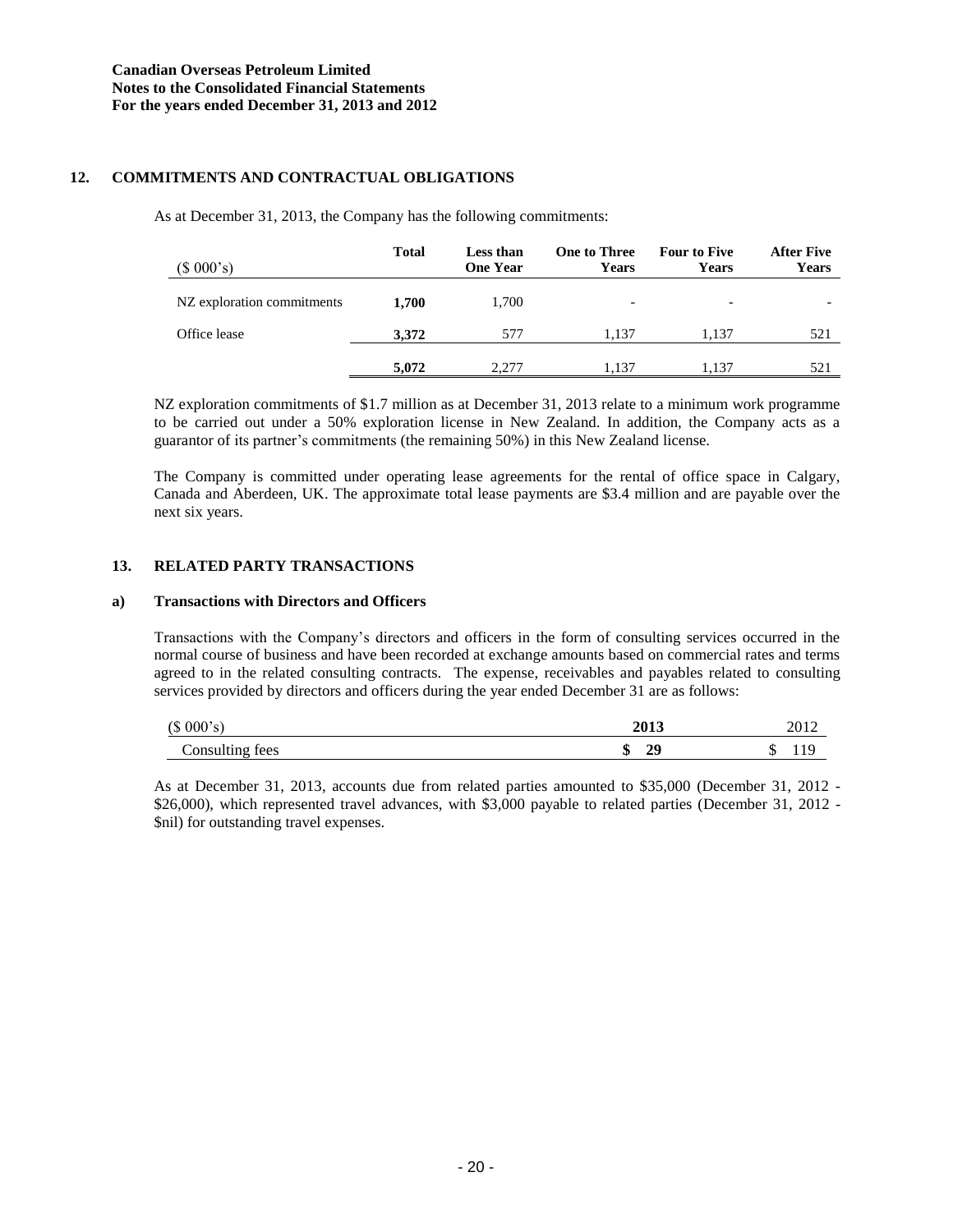**Canadian Overseas Petroleum Limited**
**Notes to the Consolidated Financial Statements**
**For the years ended December 31, 2013 and 2012**

## 12. COMMITMENTS AND CONTRACTUAL OBLIGATIONS

As at December 31, 2013, the Company has the following commitments:

| ($ 000's) | Total | Less than One Year | One to Three Years | Four to Five Years | After Five Years |
|---|---|---|---|---|---|
| NZ exploration commitments | **1,700** | 1,700 | - | - | - |
| Office lease | **3,372** | 577 | 1,137 | 1,137 | 521 |
| | **5,072** | 2,277 | 1,137 | 1,137 | 521 |

NZ exploration commitments of $1.7 million as at December 31, 2013 relate to a minimum work programme to be carried out under a 50% exploration license in New Zealand. In addition, the Company acts as a guarantor of its partner's commitments (the remaining 50%) in this New Zealand license.

The Company is committed under operating lease agreements for the rental of office space in Calgary, Canada and Aberdeen, UK. The approximate total lease payments are $3.4 million and are payable over the next six years.

## 13. RELATED PARTY TRANSACTIONS

### a) Transactions with Directors and Officers

Transactions with the Company's directors and officers in the form of consulting services occurred in the normal course of business and have been recorded at exchange amounts based on commercial rates and terms agreed to in the related consulting contracts. The expense, receivables and payables related to consulting services provided by directors and officers during the year ended December 31 are as follows:

| ($ 000's) | 2013 | 2012 |
|---|---|---|
| Consulting fees | **$ 29** | $ 119 |

As at December 31, 2013, accounts due from related parties amounted to $35,000 (December 31, 2012 - $26,000), which represented travel advances, with $3,000 payable to related parties (December 31, 2012 - $nil) for outstanding travel expenses.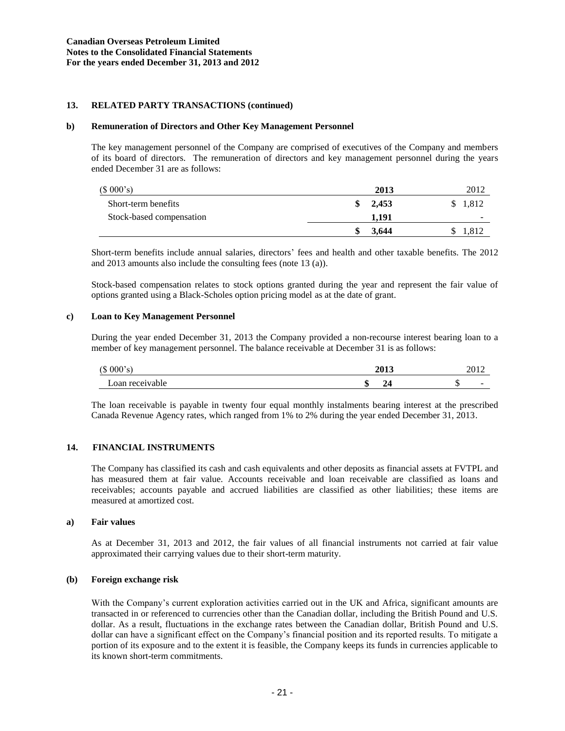## 13. RELATED PARTY TRANSACTIONS (continued)

### b) Remuneration of Directors and Other Key Management Personnel

The key management personnel of the Company are comprised of executives of the Company and members of its board of directors. The remuneration of directors and key management personnel during the years ended December 31 are as follows:

| ($ 000's) | 2013 | 2012 |
|---|---|---|
| Short-term benefits | **$ 2,453** | $ 1,812 |
| Stock-based compensation | **1,191** | - |
| | **$ 3,644** | $ 1,812 |

Short-term benefits include annual salaries, directors' fees and health and other taxable benefits. The 2012 and 2013 amounts also include the consulting fees (note 13 (a)).

Stock-based compensation relates to stock options granted during the year and represent the fair value of options granted using a Black-Scholes option pricing model as at the date of grant.

### c) Loan to Key Management Personnel

During the year ended December 31, 2013 the Company provided a non-recourse interest bearing loan to a member of key management personnel. The balance receivable at December 31 is as follows:

| ($ 000's) | 2013 | 2012 |
|---|---|---|
| Loan receivable | **$ 24** | $ - |

The loan receivable is payable in twenty four equal monthly instalments bearing interest at the prescribed Canada Revenue Agency rates, which ranged from 1% to 2% during the year ended December 31, 2013.

## 14. FINANCIAL INSTRUMENTS

The Company has classified its cash and cash equivalents and other deposits as financial assets at FVTPL and has measured them at fair value. Accounts receivable and loan receivable are classified as loans and receivables; accounts payable and accrued liabilities are classified as other liabilities; these items are measured at amortized cost.

### a) Fair values

As at December 31, 2013 and 2012, the fair values of all financial instruments not carried at fair value approximated their carrying values due to their short-term maturity.

### (b) Foreign exchange risk

With the Company's current exploration activities carried out in the UK and Africa, significant amounts are transacted in or referenced to currencies other than the Canadian dollar, including the British Pound and U.S. dollar. As a result, fluctuations in the exchange rates between the Canadian dollar, British Pound and U.S. dollar can have a significant effect on the Company's financial position and its reported results. To mitigate a portion of its exposure and to the extent it is feasible, the Company keeps its funds in currencies applicable to its known short-term commitments.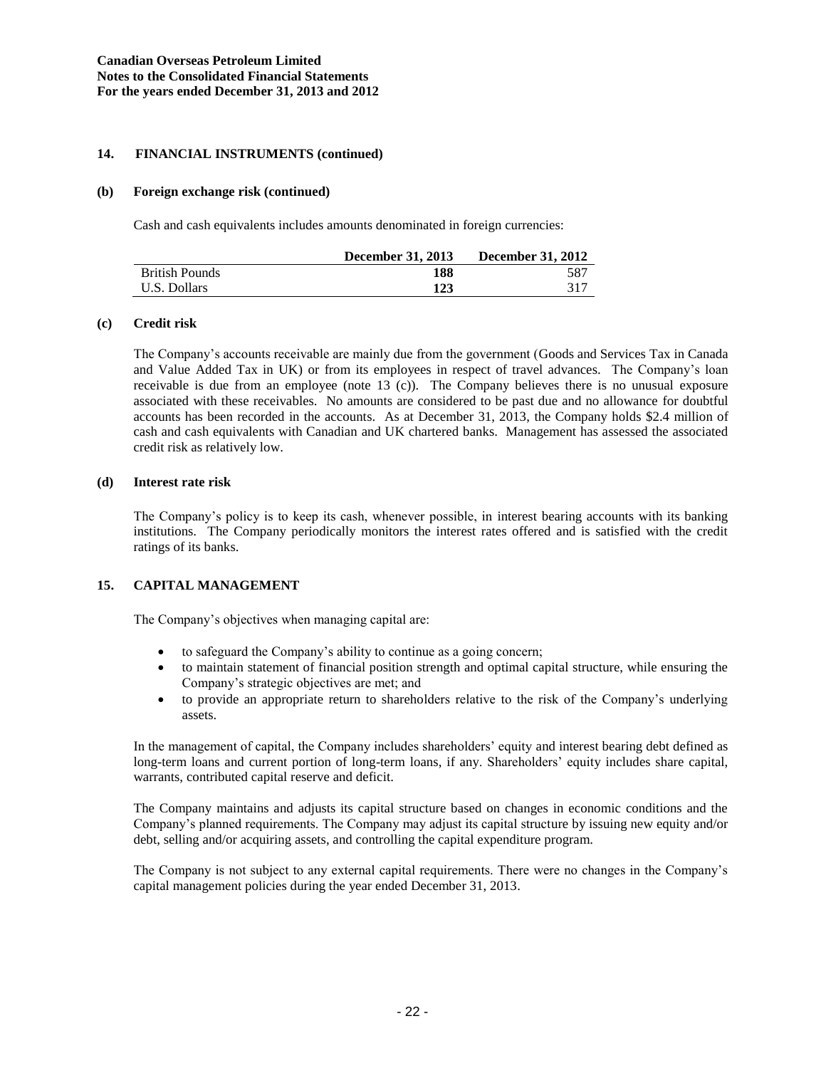## 14. FINANCIAL INSTRUMENTS (continued)

### (b) Foreign exchange risk (continued)

Cash and cash equivalents includes amounts denominated in foreign currencies:

| | December 31, 2013 | December 31, 2012 |
|---|---|---|
| British Pounds | **188** | 587 |
| U.S. Dollars | **123** | 317 |

### (c) Credit risk

The Company's accounts receivable are mainly due from the government (Goods and Services Tax in Canada and Value Added Tax in UK) or from its employees in respect of travel advances. The Company's loan receivable is due from an employee (note 13 (c)). The Company believes there is no unusual exposure associated with these receivables. No amounts are considered to be past due and no allowance for doubtful accounts has been recorded in the accounts. As at December 31, 2013, the Company holds $2.4 million of cash and cash equivalents with Canadian and UK chartered banks. Management has assessed the associated credit risk as relatively low.

### (d) Interest rate risk

The Company's policy is to keep its cash, whenever possible, in interest bearing accounts with its banking institutions. The Company periodically monitors the interest rates offered and is satisfied with the credit ratings of its banks.

## 15. CAPITAL MANAGEMENT

The Company's objectives when managing capital are:

- to safeguard the Company's ability to continue as a going concern;
- to maintain statement of financial position strength and optimal capital structure, while ensuring the Company's strategic objectives are met; and
- to provide an appropriate return to shareholders relative to the risk of the Company's underlying assets.

In the management of capital, the Company includes shareholders' equity and interest bearing debt defined as long-term loans and current portion of long-term loans, if any. Shareholders' equity includes share capital, warrants, contributed capital reserve and deficit.

The Company maintains and adjusts its capital structure based on changes in economic conditions and the Company's planned requirements. The Company may adjust its capital structure by issuing new equity and/or debt, selling and/or acquiring assets, and controlling the capital expenditure program.

The Company is not subject to any external capital requirements. There were no changes in the Company's capital management policies during the year ended December 31, 2013.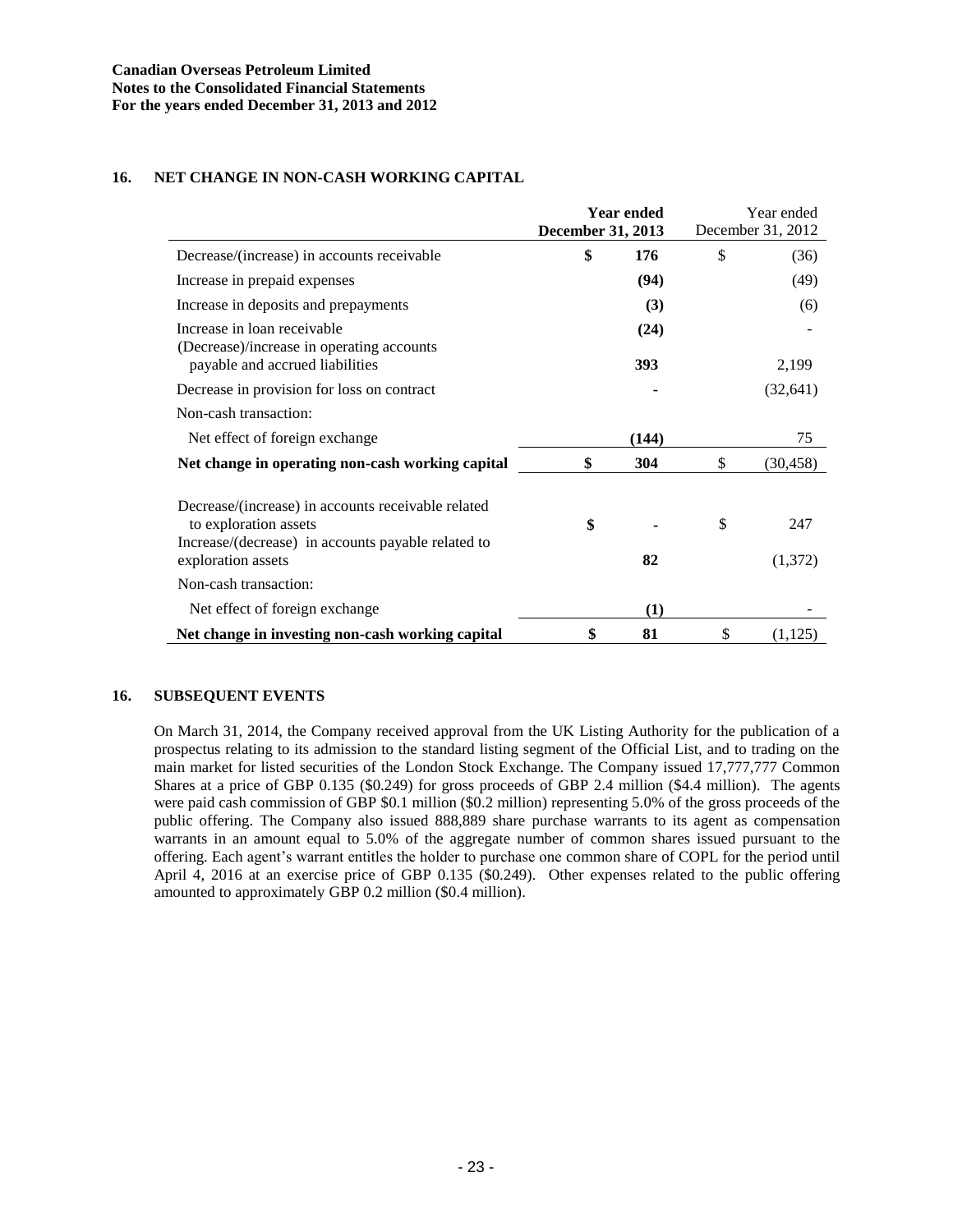**Canadian Overseas Petroleum Limited**
**Notes to the Consolidated Financial Statements**
**For the years ended December 31, 2013 and 2012**

## 16. NET CHANGE IN NON-CASH WORKING CAPITAL

| | **Year ended December 31, 2013** | Year ended December 31, 2012 |
|---|---|---|
| Decrease/(increase) in accounts receivable | **$ 176** | $ (36) |
| Increase in prepaid expenses | **(94)** | (49) |
| Increase in deposits and prepayments | **(3)** | (6) |
| Increase in loan receivable | **(24)** | - |
| (Decrease)/increase in operating accounts payable and accrued liabilities | **393** | 2,199 |
| Decrease in provision for loss on contract | **-** | (32,641) |
| Non-cash transaction: | | |
| Net effect of foreign exchange | **(144)** | 75 |
| **Net change in operating non-cash working capital** | **$ 304** | $ (30,458) |
| | | |
| Decrease/(increase) in accounts receivable related to exploration assets | **$ -** | $ 247 |
| Increase/(decrease) in accounts payable related to exploration assets | **82** | (1,372) |
| Non-cash transaction: | | |
| Net effect of foreign exchange | **(1)** | - |
| **Net change in investing non-cash working capital** | **$ 81** | $ (1,125) |

## 16. SUBSEQUENT EVENTS

On March 31, 2014, the Company received approval from the UK Listing Authority for the publication of a prospectus relating to its admission to the standard listing segment of the Official List, and to trading on the main market for listed securities of the London Stock Exchange. The Company issued 17,777,777 Common Shares at a price of GBP 0.135 ($0.249) for gross proceeds of GBP 2.4 million ($4.4 million). The agents were paid cash commission of GBP $0.1 million ($0.2 million) representing 5.0% of the gross proceeds of the public offering. The Company also issued 888,889 share purchase warrants to its agent as compensation warrants in an amount equal to 5.0% of the aggregate number of common shares issued pursuant to the offering. Each agent's warrant entitles the holder to purchase one common share of COPL for the period until April 4, 2016 at an exercise price of GBP 0.135 ($0.249). Other expenses related to the public offering amounted to approximately GBP 0.2 million ($0.4 million).